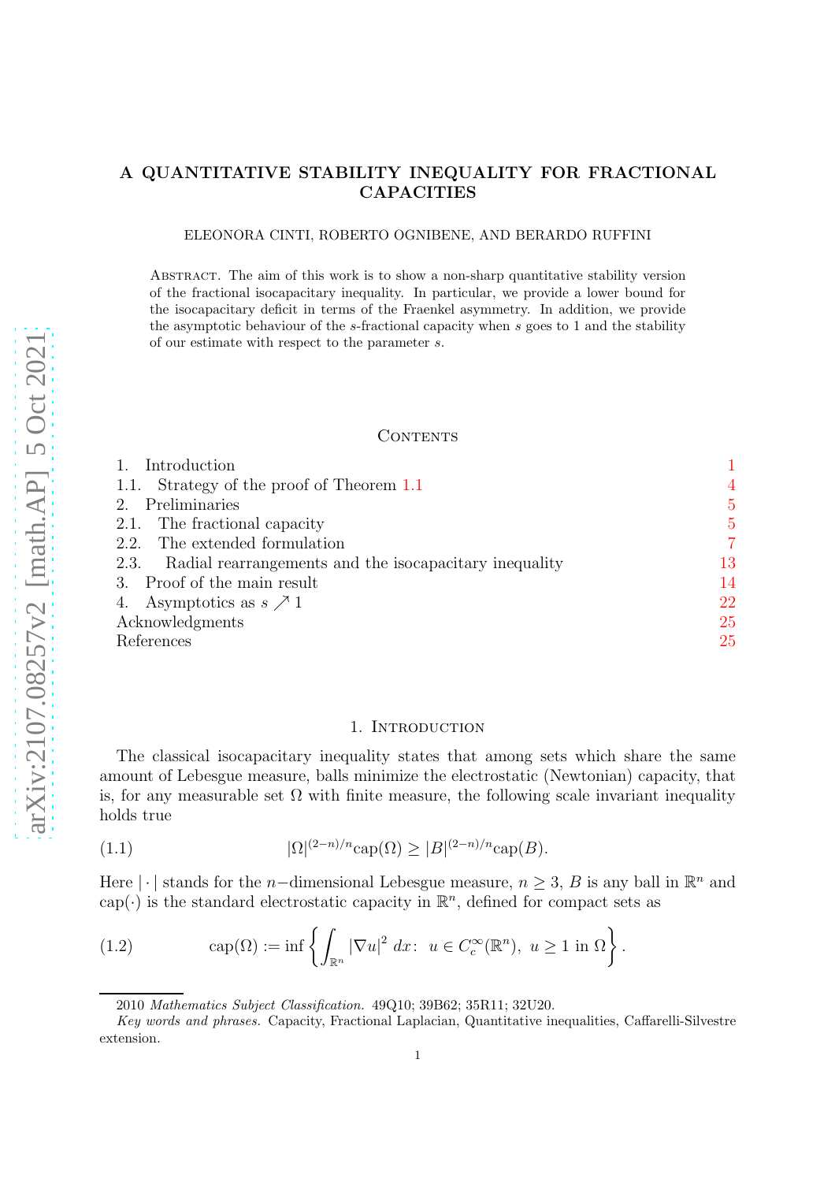# A QUANTITATIVE STABILITY INEQUALITY FOR FRACTIONAL CAPACITIES

ELEONORA CINTI, ROBERTO OGNIBENE, AND BERARDO RUFFINI

Abstract. The aim of this work is to show a non-sharp quantitative stability version of the fractional isocapacitary inequality. In particular, we provide a lower bound for the isocapacitary deficit in terms of the Fraenkel asymmetry. In addition, we provide the asymptotic behaviour of the $s$-fractional capacity when $s$ goes to 1 and the stability of our estimate with respect to the parameter $s$.

## Contents

1. Introduction — 1
   1.1. Strategy of the proof of Theorem 1.1 — 4
2. Preliminaries — 5
   2.1. The fractional capacity — 5
   2.2. The extended formulation — 7
   2.3. Radial rearrangements and the isocapacitary inequality — 13
3. Proof of the main result — 14
4. Asymptotics as $s \nearrow 1$ — 22

Acknowledgments — 25

References — 25

## 1. Introduction

The classical isocapacitary inequality states that among sets which share the same amount of Lebesgue measure, balls minimize the electrostatic (Newtonian) capacity, that is, for any measurable set $\Omega$ with finite measure, the following scale invariant inequality holds true

$$|\Omega|^{(2-n)/n}\mathrm{cap}(\Omega) \geq |B|^{(2-n)/n}\mathrm{cap}(B). \tag{1.1}$$

Here $|\cdot|$ stands for the $n-$dimensional Lebesgue measure, $n \geq 3$, $B$ is any ball in $\mathbb{R}^n$ and $\mathrm{cap}(\cdot)$ is the standard electrostatic capacity in $\mathbb{R}^n$, defined for compact sets as

$$\mathrm{cap}(\Omega) := \inf\left\{\int_{\mathbb{R}^n} |\nabla u|^2 \, dx\colon\ u \in C_c^\infty(\mathbb{R}^n),\ u \geq 1 \text{ in } \Omega\right\}. \tag{1.2}$$

---

2010 *Mathematics Subject Classification.* 49Q10; 39B62; 35R11; 32U20.

*Key words and phrases.* Capacity, Fractional Laplacian, Quantitative inequalities, Caffarelli-Silvestre extension.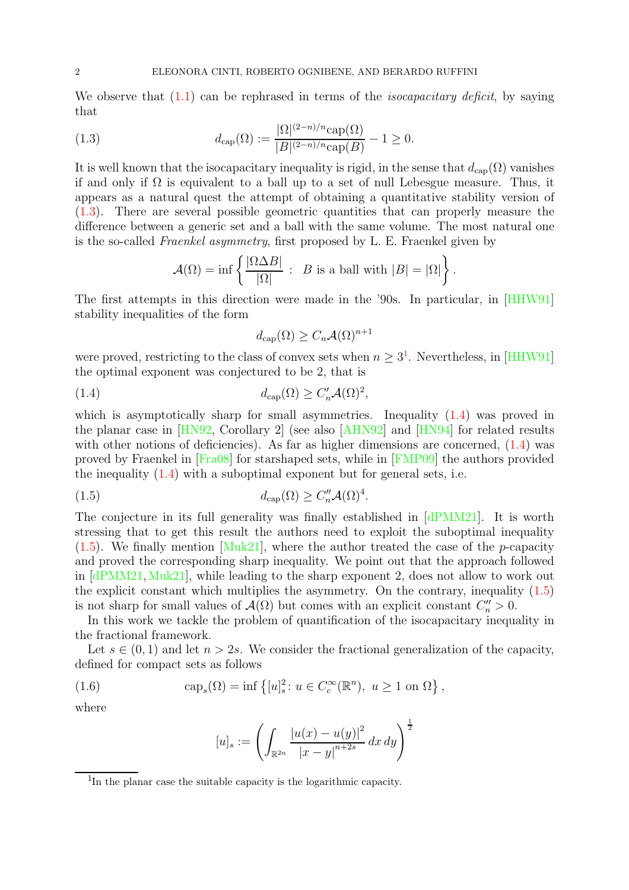We observe that (1.1) can be rephrased in terms of the *isocapacitary deficit*, by saying that

$$d_{\mathrm{cap}}(\Omega) := \frac{|\Omega|^{(2-n)/n}\mathrm{cap}(\Omega)}{|B|^{(2-n)/n}\mathrm{cap}(B)} - 1 \geq 0. \tag{1.3}$$

It is well known that the isocapacitary inequality is rigid, in the sense that $d_{\mathrm{cap}}(\Omega)$ vanishes if and only if $\Omega$ is equivalent to a ball up to a set of null Lebesgue measure. Thus, it appears as a natural quest the attempt of obtaining a quantitative stability version of (1.3). There are several possible geometric quantities that can properly measure the difference between a generic set and a ball with the same volume. The most natural one is the so-called *Fraenkel asymmetry*, first proposed by L. E. Fraenkel given by

$$\mathcal{A}(\Omega) = \inf\left\{\frac{|\Omega\Delta B|}{|\Omega|}: \ B \text{ is a ball with } |B| = |\Omega|\right\}.$$

The first attempts in this direction were made in the '90s. In particular, in [HHW91] stability inequalities of the form

$$d_{\mathrm{cap}}(\Omega) \geq C_n \mathcal{A}(\Omega)^{n+1}$$

were proved, restricting to the class of convex sets when $n \geq 3$[1]. Nevertheless, in [HHW91] the optimal exponent was conjectured to be 2, that is

$$d_{\mathrm{cap}}(\Omega) \geq C'_n \mathcal{A}(\Omega)^2, \tag{1.4}$$

which is asymptotically sharp for small asymmetries. Inequality (1.4) was proved in the planar case in [HN92, Corollary 2] (see also [AHN92] and [HN94] for related results with other notions of deficiencies). As far as higher dimensions are concerned, (1.4) was proved by Fraenkel in [Fra08] for starshaped sets, while in [FMP09] the authors provided the inequality (1.4) with a suboptimal exponent but for general sets, i.e.

$$d_{\mathrm{cap}}(\Omega) \geq C''_n \mathcal{A}(\Omega)^4. \tag{1.5}$$

The conjecture in its full generality was finally established in [dPMM21]. It is worth stressing that to get this result the authors need to exploit the suboptimal inequality (1.5). We finally mention [Muk21], where the author treated the case of the $p$-capacity and proved the corresponding sharp inequality. We point out that the approach followed in [dPMM21, Muk21], while leading to the sharp exponent 2, does not allow to work out the explicit constant which multiplies the asymmetry. On the contrary, inequality (1.5) is not sharp for small values of $\mathcal{A}(\Omega)$ but comes with an explicit constant $C''_n > 0$.

In this work we tackle the problem of quantification of the isocapacitary inequality in the fractional framework.

Let $s \in (0,1)$ and let $n > 2s$. We consider the fractional generalization of the capacity, defined for compact sets as follows

$$\mathrm{cap}_s(\Omega) = \inf\left\{[u]_s^2 \colon u \in C_c^\infty(\mathbb{R}^n), \ u \geq 1 \text{ on } \Omega\right\}, \tag{1.6}$$

where

$$[u]_s := \left(\int_{\mathbb{R}^{2n}} \frac{|u(x)-u(y)|^2}{|x-y|^{n+2s}}\,dx\,dy\right)^{\frac{1}{2}}$$

[1] In the planar case the suitable capacity is the logarithmic capacity.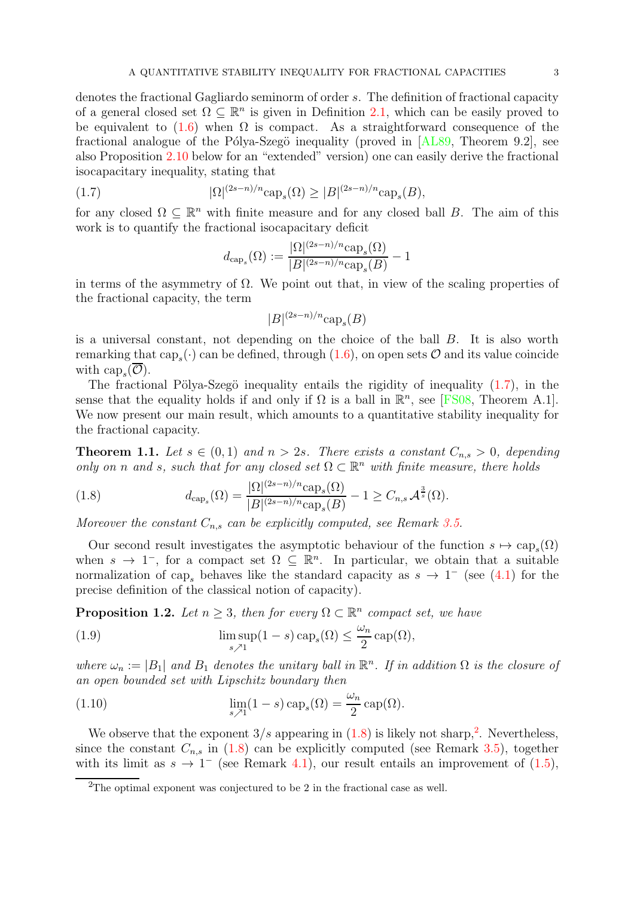denotes the fractional Gagliardo seminorm of order $s$. The definition of fractional capacity of a general closed set $\Omega \subseteq \mathbb{R}^n$ is given in Definition 2.1, which can be easily proved to be equivalent to (1.6) when $\Omega$ is compact. As a straightforward consequence of the fractional analogue of the Pólya-Szegö inequality (proved in [AL89, Theorem 9.2], see also Proposition 2.10 below for an "extended" version) one can easily derive the fractional isocapacitary inequality, stating that

$$
|\Omega|^{(2s-n)/n}\mathrm{cap}_s(\Omega) \geq |B|^{(2s-n)/n}\mathrm{cap}_s(B), \tag{1.7}
$$

for any closed $\Omega \subseteq \mathbb{R}^n$ with finite measure and for any closed ball $B$. The aim of this work is to quantify the fractional isocapacitary deficit

$$
d_{\mathrm{cap}_s}(\Omega) := \frac{|\Omega|^{(2s-n)/n}\mathrm{cap}_s(\Omega)}{|B|^{(2s-n)/n}\mathrm{cap}_s(B)} - 1
$$

in terms of the asymmetry of $\Omega$. We point out that, in view of the scaling properties of the fractional capacity, the term

$$
|B|^{(2s-n)/n}\mathrm{cap}_s(B)
$$

is a universal constant, not depending on the choice of the ball $B$. It is also worth remarking that $\mathrm{cap}_s(\cdot)$ can be defined, through (1.6), on open sets $\mathcal{O}$ and its value coincide with $\mathrm{cap}_s(\overline{\mathcal{O}})$.

The fractional Pölya-Szegö inequality entails the rigidity of inequality (1.7), in the sense that the equality holds if and only if $\Omega$ is a ball in $\mathbb{R}^n$, see [FS08, Theorem A.1]. We now present our main result, which amounts to a quantitative stability inequality for the fractional capacity.

**Theorem 1.1.** *Let $s \in (0,1)$ and $n > 2s$. There exists a constant $C_{n,s} > 0$, depending only on $n$ and $s$, such that for any closed set $\Omega \subset \mathbb{R}^n$ with finite measure, there holds*

$$
d_{\mathrm{cap}_s}(\Omega) = \frac{|\Omega|^{(2s-n)/n}\mathrm{cap}_s(\Omega)}{|B|^{(2s-n)/n}\mathrm{cap}_s(B)} - 1 \geq C_{n,s}\,\mathcal{A}^{\frac{3}{s}}(\Omega). \tag{1.8}
$$

*Moreover the constant $C_{n,s}$ can be explicitly computed, see Remark 3.5.*

Our second result investigates the asymptotic behaviour of the function $s \mapsto \mathrm{cap}_s(\Omega)$ when $s \to 1^-$, for a compact set $\Omega \subseteq \mathbb{R}^n$. In particular, we obtain that a suitable normalization of $\mathrm{cap}_s$ behaves like the standard capacity as $s \to 1^-$ (see (4.1) for the precise definition of the classical notion of capacity).

**Proposition 1.2.** *Let $n \geq 3$, then for every $\Omega \subset \mathbb{R}^n$ compact set, we have*

$$
\limsup_{s \nearrow 1}(1-s)\,\mathrm{cap}_s(\Omega) \leq \frac{\omega_n}{2}\,\mathrm{cap}(\Omega), \tag{1.9}
$$

*where $\omega_n := |B_1|$ and $B_1$ denotes the unitary ball in $\mathbb{R}^n$. If in addition $\Omega$ is the closure of an open bounded set with Lipschitz boundary then*

$$
\lim_{s \nearrow 1}(1-s)\,\mathrm{cap}_s(\Omega) = \frac{\omega_n}{2}\,\mathrm{cap}(\Omega). \tag{1.10}
$$

We observe that the exponent $3/s$ appearing in (1.8) is likely not sharp,[2]. Nevertheless, since the constant $C_{n,s}$ in (1.8) can be explicitly computed (see Remark 3.5), together with its limit as $s \to 1^-$ (see Remark 4.1), our result entails an improvement of (1.5),

[2] The optimal exponent was conjectured to be 2 in the fractional case as well.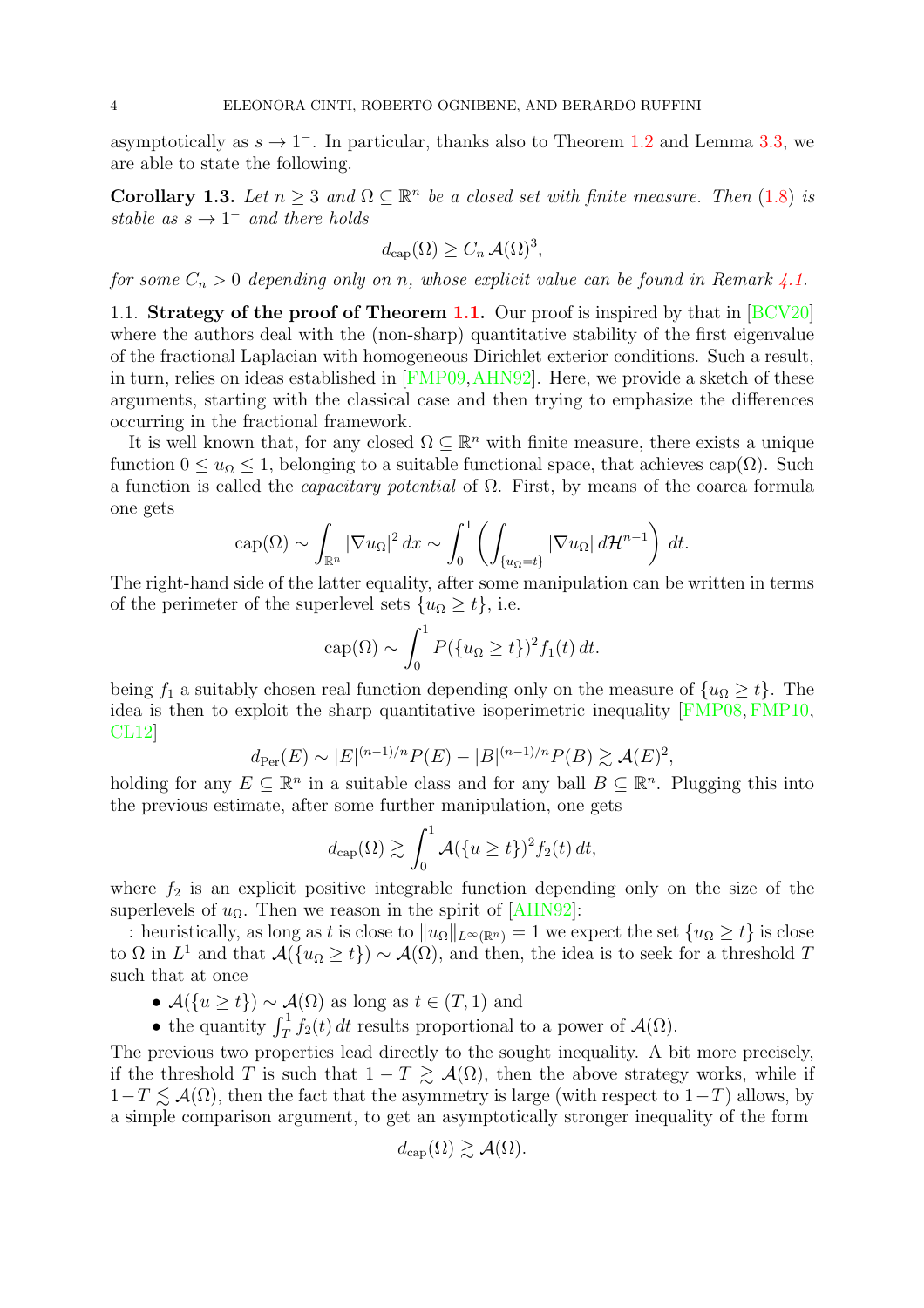asymptotically as $s \to 1^-$. In particular, thanks also to Theorem 1.2 and Lemma 3.3, we are able to state the following.

**Corollary 1.3.** *Let $n \geq 3$ and $\Omega \subseteq \mathbb{R}^n$ be a closed set with finite measure. Then (1.8) is stable as $s \to 1^-$ and there holds*

$$d_{\mathrm{cap}}(\Omega) \geq C_n \, \mathcal{A}(\Omega)^3,$$

*for some $C_n > 0$ depending only on $n$, whose explicit value can be found in Remark 4.1.*

### 1.1. Strategy of the proof of Theorem 1.1.

Our proof is inspired by that in [BCV20] where the authors deal with the (non-sharp) quantitative stability of the first eigenvalue of the fractional Laplacian with homogeneous Dirichlet exterior conditions. Such a result, in turn, relies on ideas established in [FMP09, AHN92]. Here, we provide a sketch of these arguments, starting with the classical case and then trying to emphasize the differences occurring in the fractional framework.

It is well known that, for any closed $\Omega \subseteq \mathbb{R}^n$ with finite measure, there exists a unique function $0 \leq u_\Omega \leq 1$, belonging to a suitable functional space, that achieves $\mathrm{cap}(\Omega)$. Such a function is called the *capacitary potential* of $\Omega$. First, by means of the coarea formula one gets

$$\mathrm{cap}(\Omega) \sim \int_{\mathbb{R}^n} |\nabla u_\Omega|^2 \, dx \sim \int_0^1 \left( \int_{\{u_\Omega = t\}} |\nabla u_\Omega| \, d\mathcal{H}^{n-1} \right) \, dt.$$

The right-hand side of the latter equality, after some manipulation can be written in terms of the perimeter of the superlevel sets $\{u_\Omega \geq t\}$, i.e.

$$\mathrm{cap}(\Omega) \sim \int_0^1 P(\{u_\Omega \geq t\})^2 f_1(t) \, dt.$$

being $f_1$ a suitably chosen real function depending only on the measure of $\{u_\Omega \geq t\}$. The idea is then to exploit the sharp quantitative isoperimetric inequality [FMP08, FMP10, CL12]

$$d_{\mathrm{Per}}(E) \sim |E|^{(n-1)/n} P(E) - |B|^{(n-1)/n} P(B) \gtrsim \mathcal{A}(E)^2,$$

holding for any $E \subseteq \mathbb{R}^n$ in a suitable class and for any ball $B \subseteq \mathbb{R}^n$. Plugging this into the previous estimate, after some further manipulation, one gets

$$d_{\mathrm{cap}}(\Omega) \gtrsim \int_0^1 \mathcal{A}(\{u \geq t\})^2 f_2(t) \, dt,$$

where $f_2$ is an explicit positive integrable function depending only on the size of the superlevels of $u_\Omega$. Then we reason in the spirit of [AHN92]:

: heuristically, as long as $t$ is close to $\|u_\Omega\|_{L^\infty(\mathbb{R}^n)} = 1$ we expect the set $\{u_\Omega \geq t\}$ is close to $\Omega$ in $L^1$ and that $\mathcal{A}(\{u_\Omega \geq t\}) \sim \mathcal{A}(\Omega)$, and then, the idea is to seek for a threshold $T$ such that at once

- $\mathcal{A}(\{u \geq t\}) \sim \mathcal{A}(\Omega)$ as long as $t \in (T, 1)$ and
- the quantity $\int_T^1 f_2(t) \, dt$ results proportional to a power of $\mathcal{A}(\Omega)$.

The previous two properties lead directly to the sought inequality. A bit more precisely, if the threshold $T$ is such that $1 - T \gtrsim \mathcal{A}(\Omega)$, then the above strategy works, while if $1 - T \lesssim \mathcal{A}(\Omega)$, then the fact that the asymmetry is large (with respect to $1 - T$) allows, by a simple comparison argument, to get an asymptotically stronger inequality of the form

$$d_{\mathrm{cap}}(\Omega) \gtrsim \mathcal{A}(\Omega).$$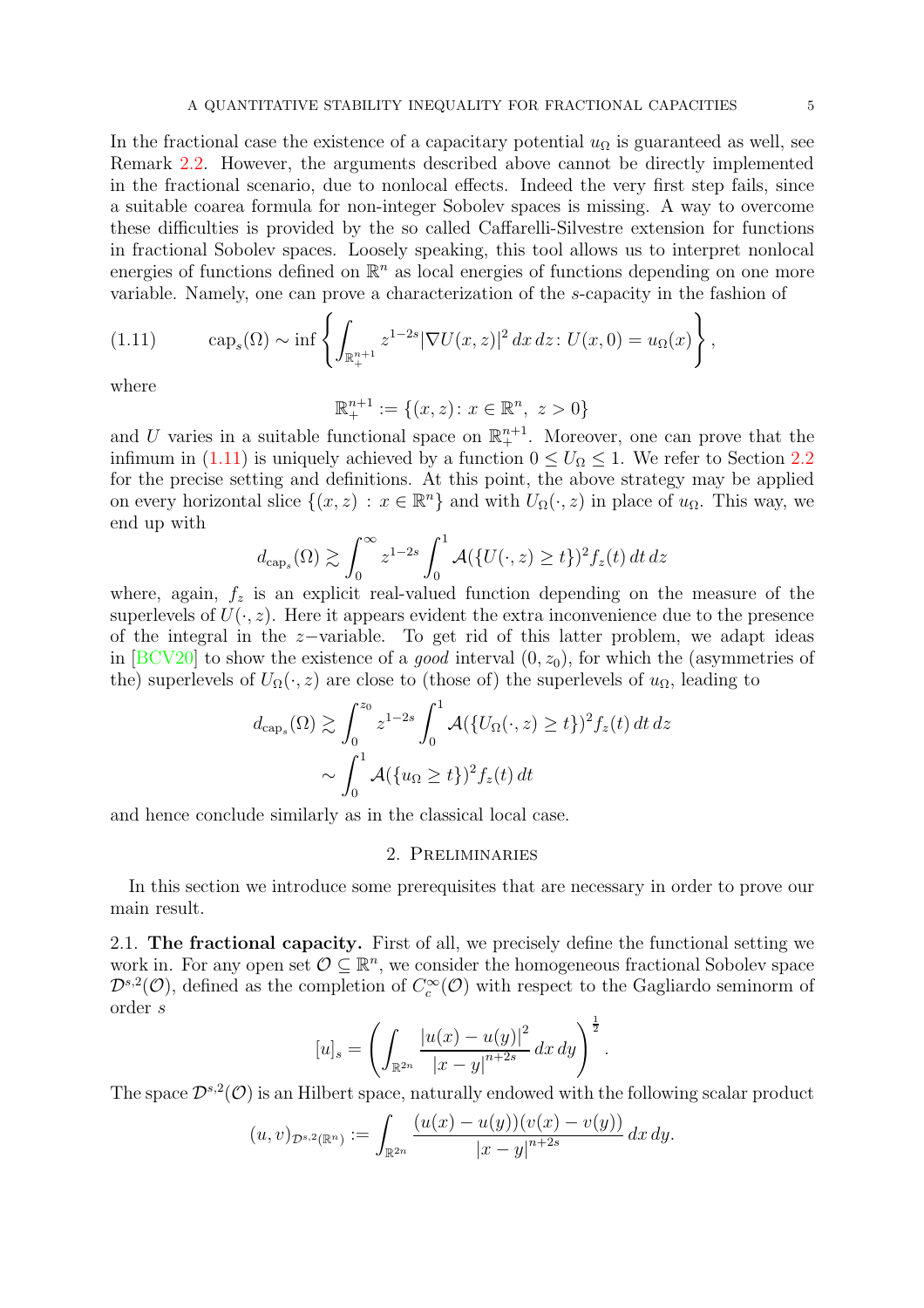In the fractional case the existence of a capacitary potential $u_\Omega$ is guaranteed as well, see Remark 2.2. However, the arguments described above cannot be directly implemented in the fractional scenario, due to nonlocal effects. Indeed the very first step fails, since a suitable coarea formula for non-integer Sobolev spaces is missing. A way to overcome these difficulties is provided by the so called Caffarelli-Silvestre extension for functions in fractional Sobolev spaces. Loosely speaking, this tool allows us to interpret nonlocal energies of functions defined on $\mathbb{R}^n$ as local energies of functions depending on one more variable. Namely, one can prove a characterization of the $s$-capacity in the fashion of

$$\operatorname{cap}_s(\Omega) \sim \inf\left\{\int_{\mathbb{R}^{n+1}_+} z^{1-2s}|\nabla U(x,z)|^2\,dx\,dz \colon U(x,0) = u_\Omega(x)\right\}, \tag{1.11}$$

where

$$\mathbb{R}^{n+1}_+ := \{(x,z)\colon x\in\mathbb{R}^n,\ z>0\}$$

and $U$ varies in a suitable functional space on $\mathbb{R}^{n+1}_+$. Moreover, one can prove that the infimum in (1.11) is uniquely achieved by a function $0 \le U_\Omega \le 1$. We refer to Section 2.2 for the precise setting and definitions. At this point, the above strategy may be applied on every horizontal slice $\{(x,z) : x \in \mathbb{R}^n\}$ and with $U_\Omega(\cdot,z)$ in place of $u_\Omega$. This way, we end up with

$$d_{\operatorname{cap}_s}(\Omega) \gtrsim \int_0^\infty z^{1-2s}\int_0^1 \mathcal{A}(\{U(\cdot,z)\ge t\})^2 f_z(t)\,dt\,dz$$

where, again, $f_z$ is an explicit real-valued function depending on the measure of the superlevels of $U(\cdot,z)$. Here it appears evident the extra inconvenience due to the presence of the integral in the $z-$variable. To get rid of this latter problem, we adapt ideas in [BCV20] to show the existence of a *good* interval $(0,z_0)$, for which the (asymmetries of the) superlevels of $U_\Omega(\cdot,z)$ are close to (those of) the superlevels of $u_\Omega$, leading to

$$\begin{aligned}
d_{\operatorname{cap}_s}(\Omega) &\gtrsim \int_0^{z_0} z^{1-2s}\int_0^1 \mathcal{A}(\{U_\Omega(\cdot,z)\ge t\})^2 f_z(t)\,dt\,dz\\
&\sim \int_0^1 \mathcal{A}(\{u_\Omega\ge t\})^2 f_z(t)\,dt
\end{aligned}$$

and hence conclude similarly as in the classical local case.

## 2. Preliminaries

In this section we introduce some prerequisites that are necessary in order to prove our main result.

### 2.1. The fractional capacity.

First of all, we precisely define the functional setting we work in. For any open set $\mathcal{O}\subseteq\mathbb{R}^n$, we consider the homogeneous fractional Sobolev space $\mathcal{D}^{s,2}(\mathcal{O})$, defined as the completion of $C_c^\infty(\mathcal{O})$ with respect to the Gagliardo seminorm of order $s$

$$[u]_s = \left(\int_{\mathbb{R}^{2n}} \frac{|u(x)-u(y)|^2}{|x-y|^{n+2s}}\,dx\,dy\right)^{\frac{1}{2}}.$$

The space $\mathcal{D}^{s,2}(\mathcal{O})$ is an Hilbert space, naturally endowed with the following scalar product

$$(u,v)_{\mathcal{D}^{s,2}(\mathbb{R}^n)} := \int_{\mathbb{R}^{2n}} \frac{(u(x)-u(y))(v(x)-v(y))}{|x-y|^{n+2s}}\,dx\,dy.$$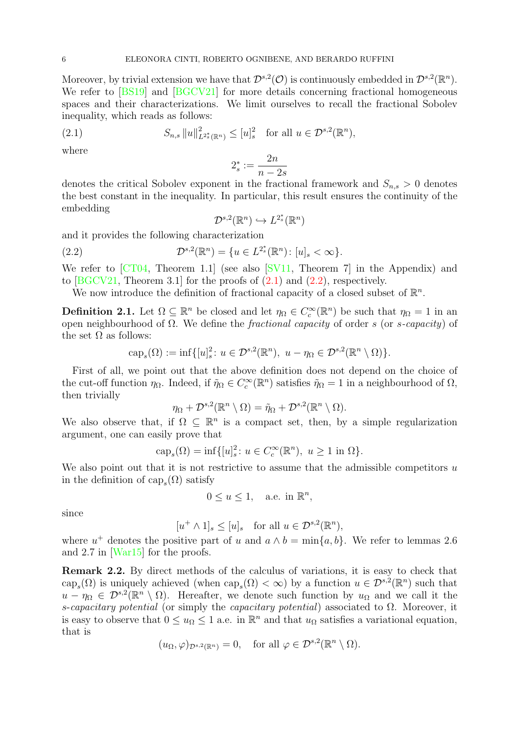Moreover, by trivial extension we have that $\mathcal{D}^{s,2}(\mathcal{O})$ is continuously embedded in $\mathcal{D}^{s,2}(\mathbb{R}^n)$. We refer to [BS19] and [BGCV21] for more details concerning fractional homogeneous spaces and their characterizations. We limit ourselves to recall the fractional Sobolev inequality, which reads as follows:

$$S_{n,s}\,\|u\|^2_{L^{2^*_s}(\mathbb{R}^n)} \leq [u]_s^2 \quad \text{for all } u \in \mathcal{D}^{s,2}(\mathbb{R}^n), \tag{2.1}$$

where

$$2^*_s := \frac{2n}{n-2s}$$

denotes the critical Sobolev exponent in the fractional framework and $S_{n,s} > 0$ denotes the best constant in the inequality. In particular, this result ensures the continuity of the embedding

$$\mathcal{D}^{s,2}(\mathbb{R}^n) \hookrightarrow L^{2^*_s}(\mathbb{R}^n)$$

and it provides the following characterization

$$\mathcal{D}^{s,2}(\mathbb{R}^n) = \{u \in L^{2^*_s}(\mathbb{R}^n) \colon [u]_s < \infty\}. \tag{2.2}$$

We refer to [CT04, Theorem 1.1] (see also [SV11, Theorem 7] in the Appendix) and to [BGCV21, Theorem 3.1] for the proofs of (2.1) and (2.2), respectively.

We now introduce the definition of fractional capacity of a closed subset of $\mathbb{R}^n$.

**Definition 2.1.** Let $\Omega \subseteq \mathbb{R}^n$ be closed and let $\eta_\Omega \in C_c^\infty(\mathbb{R}^n)$ be such that $\eta_\Omega = 1$ in an open neighbourhood of $\Omega$. We define the *fractional capacity* of order $s$ (or *s-capacity*) of the set $\Omega$ as follows:

$$\operatorname{cap}_s(\Omega) := \inf\{[u]_s^2 \colon u \in \mathcal{D}^{s,2}(\mathbb{R}^n),\ u - \eta_\Omega \in \mathcal{D}^{s,2}(\mathbb{R}^n \setminus \Omega)\}.$$

First of all, we point out that the above definition does not depend on the choice of the cut-off function $\eta_\Omega$. Indeed, if $\tilde{\eta}_\Omega \in C_c^\infty(\mathbb{R}^n)$ satisfies $\tilde{\eta}_\Omega = 1$ in a neighbourhood of $\Omega$, then trivially

$$\eta_\Omega + \mathcal{D}^{s,2}(\mathbb{R}^n \setminus \Omega) = \tilde{\eta}_\Omega + \mathcal{D}^{s,2}(\mathbb{R}^n \setminus \Omega).$$

We also observe that, if $\Omega \subseteq \mathbb{R}^n$ is a compact set, then, by a simple regularization argument, one can easily prove that

$$\operatorname{cap}_s(\Omega) = \inf\{[u]_s^2 \colon u \in C_c^\infty(\mathbb{R}^n),\ u \geq 1 \text{ in } \Omega\}.$$

We also point out that it is not restrictive to assume that the admissible competitors $u$ in the definition of $\operatorname{cap}_s(\Omega)$ satisfy

$$0 \leq u \leq 1, \quad \text{a.e. in } \mathbb{R}^n,$$

since

$$[u^+ \wedge 1]_s \leq [u]_s \quad \text{for all } u \in \mathcal{D}^{s,2}(\mathbb{R}^n),$$

where $u^+$ denotes the positive part of $u$ and $a \wedge b = \min\{a,b\}$. We refer to lemmas 2.6 and 2.7 in [War15] for the proofs.

**Remark 2.2.** By direct methods of the calculus of variations, it is easy to check that $\operatorname{cap}_s(\Omega)$ is uniquely achieved (when $\operatorname{cap}_s(\Omega) < \infty$) by a function $u \in \mathcal{D}^{s,2}(\mathbb{R}^n)$ such that $u - \eta_\Omega \in \mathcal{D}^{s,2}(\mathbb{R}^n \setminus \Omega)$. Hereafter, we denote such function by $u_\Omega$ and we call it the *s-capacitary potential* (or simply the *capacitary potential*) associated to $\Omega$. Moreover, it is easy to observe that $0 \leq u_\Omega \leq 1$ a.e. in $\mathbb{R}^n$ and that $u_\Omega$ satisfies a variational equation, that is

$$(u_\Omega, \varphi)_{\mathcal{D}^{s,2}(\mathbb{R}^n)} = 0, \quad \text{for all } \varphi \in \mathcal{D}^{s,2}(\mathbb{R}^n \setminus \Omega).$$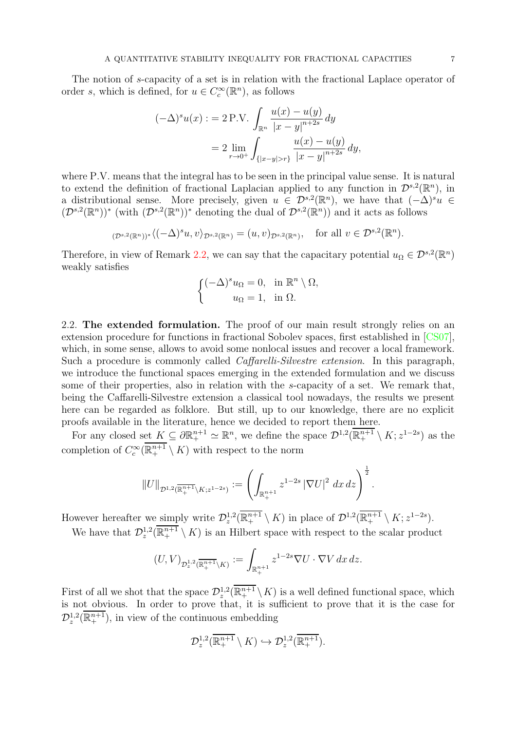The notion of $s$-capacity of a set is in relation with the fractional Laplace operator of order $s$, which is defined, for $u \in C_c^\infty(\mathbb{R}^n)$, as follows

$$
\begin{aligned}
(-\Delta)^s u(x) :&= 2\,\text{P.V.} \int_{\mathbb{R}^n} \frac{u(x)-u(y)}{|x-y|^{n+2s}}\,dy \\
&= 2 \lim_{r\to 0^+} \int_{\{|x-y|>r\}} \frac{u(x)-u(y)}{|x-y|^{n+2s}}\,dy,
\end{aligned}
$$

where P.V. means that the integral has to be seen in the principal value sense. It is natural to extend the definition of fractional Laplacian applied to any function in $\mathcal{D}^{s,2}(\mathbb{R}^n)$, in a distributional sense. More precisely, given $u \in \mathcal{D}^{s,2}(\mathbb{R}^n)$, we have that $(-\Delta)^s u \in (\mathcal{D}^{s,2}(\mathbb{R}^n))^*$ (with $(\mathcal{D}^{s,2}(\mathbb{R}^n))^*$ denoting the dual of $\mathcal{D}^{s,2}(\mathbb{R}^n)$) and it acts as follows

$$
{}_{(\mathcal{D}^{s,2}(\mathbb{R}^n))^*}\langle (-\Delta)^s u, v\rangle_{\mathcal{D}^{s,2}(\mathbb{R}^n)} = (u,v)_{\mathcal{D}^{s,2}(\mathbb{R}^n)}, \quad \text{for all } v \in \mathcal{D}^{s,2}(\mathbb{R}^n).
$$

Therefore, in view of Remark 2.2, we can say that the capacitary potential $u_\Omega \in \mathcal{D}^{s,2}(\mathbb{R}^n)$ weakly satisfies

$$
\begin{cases}
(-\Delta)^s u_\Omega = 0, & \text{in } \mathbb{R}^n \setminus \Omega, \\
u_\Omega = 1, & \text{in } \Omega.
\end{cases}
$$

2.2. **The extended formulation.** The proof of our main result strongly relies on an extension procedure for functions in fractional Sobolev spaces, first established in [CS07], which, in some sense, allows to avoid some nonlocal issues and recover a local framework. Such a procedure is commonly called *Caffarelli-Silvestre extension*. In this paragraph, we introduce the functional spaces emerging in the extended formulation and we discuss some of their properties, also in relation with the $s$-capacity of a set. We remark that, being the Caffarelli-Silvestre extension a classical tool nowadays, the results we present here can be regarded as folklore. But still, up to our knowledge, there are no explicit proofs available in the literature, hence we decided to report them here.

For any closed set $K \subseteq \partial\mathbb{R}^{n+1}_+ \simeq \mathbb{R}^n$, we define the space $\mathcal{D}^{1,2}(\overline{\mathbb{R}^{n+1}_+} \setminus K; z^{1-2s})$ as the completion of $C_c^\infty(\overline{\mathbb{R}^{n+1}_+} \setminus K)$ with respect to the norm

$$
\|U\|_{\mathcal{D}^{1,2}(\overline{\mathbb{R}^{n+1}_+}\setminus K; z^{1-2s})} := \left( \int_{\mathbb{R}^{n+1}_+} z^{1-2s} |\nabla U|^2 \, dx\, dz \right)^{\frac{1}{2}}.
$$

However hereafter we simply write $\mathcal{D}^{1,2}_z(\overline{\mathbb{R}^{n+1}_+} \setminus K)$ in place of $\mathcal{D}^{1,2}(\overline{\mathbb{R}^{n+1}_+} \setminus K; z^{1-2s})$.

We have that $\mathcal{D}^{1,2}_z(\overline{\mathbb{R}^{n+1}_+} \setminus K)$ is an Hilbert space with respect to the scalar product

$$
(U,V)_{\mathcal{D}^{1,2}_z(\overline{\mathbb{R}^{n+1}_+}\setminus K)} := \int_{\mathbb{R}^{n+1}_+} z^{1-2s} \nabla U \cdot \nabla V \, dx\, dz.
$$

First of all we shot that the space $\mathcal{D}^{1,2}_z(\overline{\mathbb{R}^{n+1}_+} \setminus K)$ is a well defined functional space, which is not obvious. In order to prove that, it is sufficient to prove that it is the case for $\mathcal{D}^{1,2}_z(\overline{\mathbb{R}^{n+1}_+})$, in view of the continuous embedding

$$
\mathcal{D}^{1,2}_z(\overline{\mathbb{R}^{n+1}_+} \setminus K) \hookrightarrow \mathcal{D}^{1,2}_z(\overline{\mathbb{R}^{n+1}_+}).
$$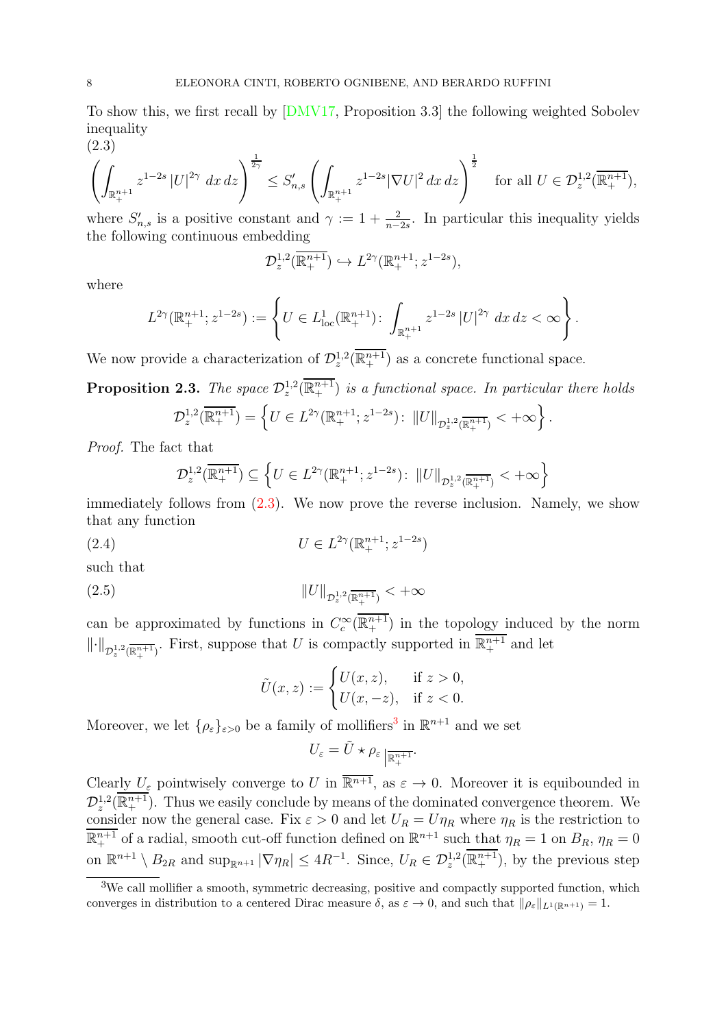To show this, we first recall by [DMV17, Proposition 3.3] the following weighted Sobolev inequality

$$
\left(\int_{\mathbb{R}^{n+1}_+} z^{1-2s} |U|^{2\gamma} \, dx\, dz\right)^{\frac{1}{2\gamma}} \leq S'_{n,s} \left(\int_{\mathbb{R}^{n+1}_+} z^{1-2s} |\nabla U|^2 \, dx\, dz\right)^{\frac{1}{2}} \quad \text{for all } U \in \mathcal{D}^{1,2}_z(\overline{\mathbb{R}^{n+1}_+}), \tag{2.3}
$$

where $S'_{n,s}$ is a positive constant and $\gamma := 1 + \frac{2}{n-2s}$. In particular this inequality yields the following continuous embedding

$$
\mathcal{D}^{1,2}_z(\overline{\mathbb{R}^{n+1}_+}) \hookrightarrow L^{2\gamma}(\mathbb{R}^{n+1}_+; z^{1-2s}),
$$

where

$$
L^{2\gamma}(\mathbb{R}^{n+1}_+; z^{1-2s}) := \left\{ U \in L^1_{\mathrm{loc}}(\mathbb{R}^{n+1}_+) \colon \int_{\mathbb{R}^{n+1}_+} z^{1-2s} |U|^{2\gamma} \, dx\, dz < \infty \right\}.
$$

We now provide a characterization of $\mathcal{D}^{1,2}_z(\overline{\mathbb{R}^{n+1}_+})$ as a concrete functional space.

**Proposition 2.3.** *The space $\mathcal{D}^{1,2}_z(\overline{\mathbb{R}^{n+1}_+})$ is a functional space. In particular there holds*

$$
\mathcal{D}^{1,2}_z(\overline{\mathbb{R}^{n+1}_+}) = \left\{ U \in L^{2\gamma}(\mathbb{R}^{n+1}_+; z^{1-2s}) \colon \|U\|_{\mathcal{D}^{1,2}_z(\overline{\mathbb{R}^{n+1}_+})} < +\infty \right\}.
$$

*Proof.* The fact that

$$
\mathcal{D}^{1,2}_z(\overline{\mathbb{R}^{n+1}_+}) \subseteq \left\{ U \in L^{2\gamma}(\mathbb{R}^{n+1}_+; z^{1-2s}) \colon \|U\|_{\mathcal{D}^{1,2}_z(\overline{\mathbb{R}^{n+1}_+})} < +\infty \right\}
$$

immediately follows from (2.3). We now prove the reverse inclusion. Namely, we show that any function

$$
U \in L^{2\gamma}(\mathbb{R}^{n+1}_+; z^{1-2s}) \tag{2.4}
$$

such that

$$
\|U\|_{\mathcal{D}^{1,2}_z(\overline{\mathbb{R}^{n+1}_+})} < +\infty \tag{2.5}
$$

can be approximated by functions in $C^\infty_c(\overline{\mathbb{R}^{n+1}_+})$ in the topology induced by the norm $\|\cdot\|_{\mathcal{D}^{1,2}_z(\overline{\mathbb{R}^{n+1}_+})}$. First, suppose that $U$ is compactly supported in $\overline{\mathbb{R}^{n+1}_+}$ and let

$$
\tilde{U}(x,z) := \begin{cases} U(x,z), & \text{if } z > 0, \\ U(x,-z), & \text{if } z < 0. \end{cases}
$$

Moreover, we let $\{\rho_\varepsilon\}_{\varepsilon>0}$ be a family of mollifiers[3] in $\mathbb{R}^{n+1}$ and we set

$$
U_\varepsilon = \tilde{U} \star \rho_\varepsilon\,_{\big|\overline{\mathbb{R}^{n+1}_+}}.
$$

Clearly $U_\varepsilon$ pointwisely converge to $U$ in $\overline{\mathbb{R}^{n+1}}$, as $\varepsilon \to 0$. Moreover it is equibounded in $\mathcal{D}^{1,2}_z(\overline{\mathbb{R}^{n+1}_+})$. Thus we easily conclude by means of the dominated convergence theorem. We consider now the general case. Fix $\varepsilon > 0$ and let $U_R = U\eta_R$ where $\eta_R$ is the restriction to $\overline{\mathbb{R}^{n+1}_+}$ of a radial, smooth cut-off function defined on $\mathbb{R}^{n+1}$ such that $\eta_R = 1$ on $B_R$, $\eta_R = 0$ on $\mathbb{R}^{n+1} \setminus B_{2R}$ and $\sup_{\mathbb{R}^{n+1}} |\nabla \eta_R| \leq 4R^{-1}$. Since, $U_R \in \mathcal{D}^{1,2}_z(\overline{\mathbb{R}^{n+1}_+})$, by the previous step

[3] We call mollifier a smooth, symmetric decreasing, positive and compactly supported function, which converges in distribution to a centered Dirac measure $\delta$, as $\varepsilon \to 0$, and such that $\|\rho_\varepsilon\|_{L^1(\mathbb{R}^{n+1})} = 1$.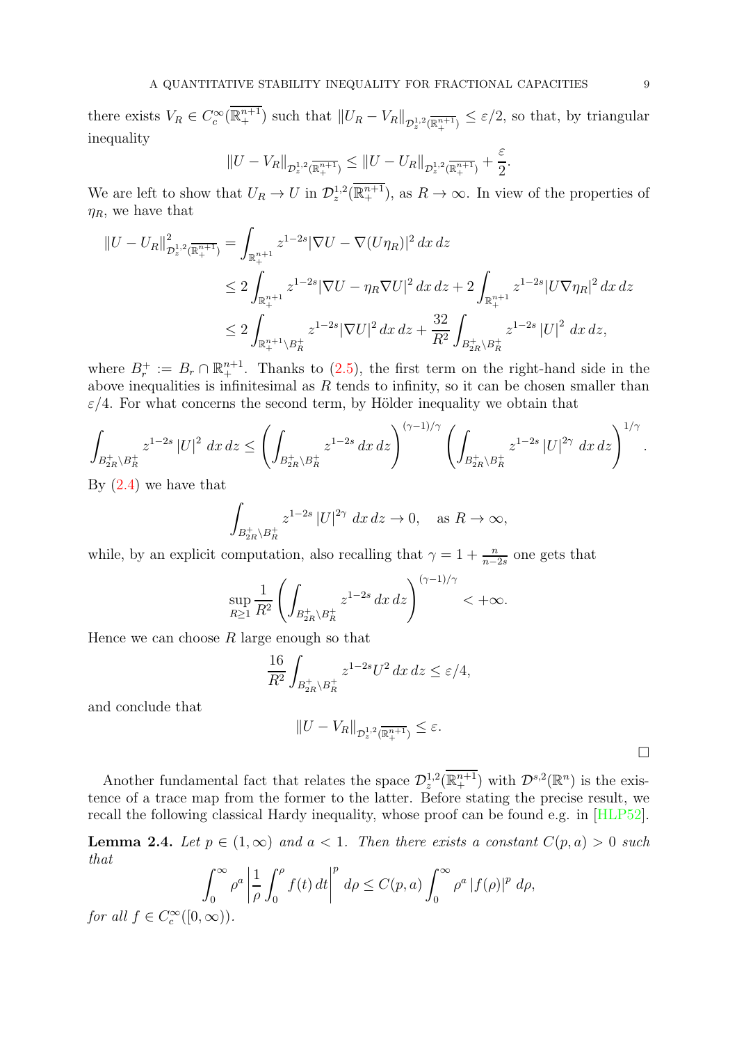there exists $V_R \in C_c^\infty(\overline{\mathbb{R}^{n+1}_+})$ such that $\|U_R - V_R\|_{\mathcal{D}^{1,2}_z(\overline{\mathbb{R}^{n+1}_+})} \le \varepsilon/2$, so that, by triangular inequality

$$\|U - V_R\|_{\mathcal{D}^{1,2}_z(\overline{\mathbb{R}^{n+1}_+})} \le \|U - U_R\|_{\mathcal{D}^{1,2}_z(\overline{\mathbb{R}^{n+1}_+})} + \frac{\varepsilon}{2}.$$

We are left to show that $U_R \to U$ in $\mathcal{D}^{1,2}_z(\overline{\mathbb{R}^{n+1}_+})$, as $R \to \infty$. In view of the properties of $\eta_R$, we have that

$$\begin{aligned}
\|U - U_R\|^2_{\mathcal{D}^{1,2}_z(\overline{\mathbb{R}^{n+1}_+})} &= \int_{\mathbb{R}^{n+1}_+} z^{1-2s} |\nabla U - \nabla(U\eta_R)|^2 \, dx \, dz \\
&\le 2\int_{\mathbb{R}^{n+1}_+} z^{1-2s} |\nabla U - \eta_R \nabla U|^2 \, dx \, dz + 2\int_{\mathbb{R}^{n+1}_+} z^{1-2s} |U \nabla \eta_R|^2 \, dx \, dz \\
&\le 2\int_{\mathbb{R}^{n+1}_+ \setminus B_R^+} z^{1-2s} |\nabla U|^2 \, dx \, dz + \frac{32}{R^2} \int_{B_{2R}^+ \setminus B_R^+} z^{1-2s} |U|^2 \, dx \, dz,
\end{aligned}$$

where $B_r^+ := B_r \cap \mathbb{R}^{n+1}_+$. Thanks to (2.5), the first term on the right-hand side in the above inequalities is infinitesimal as $R$ tends to infinity, so it can be chosen smaller than $\varepsilon/4$. For what concerns the second term, by Hölder inequality we obtain that

$$\int_{B_{2R}^+ \setminus B_R^+} z^{1-2s} |U|^2 \, dx \, dz \le \left( \int_{B_{2R}^+ \setminus B_R^+} z^{1-2s} \, dx \, dz \right)^{(\gamma-1)/\gamma} \left( \int_{B_{2R}^+ \setminus B_R^+} z^{1-2s} |U|^{2\gamma} \, dx \, dz \right)^{1/\gamma}.$$

By (2.4) we have that

$$\int_{B_{2R}^+ \setminus B_R^+} z^{1-2s} |U|^{2\gamma} \, dx \, dz \to 0, \quad \text{as } R \to \infty,$$

while, by an explicit computation, also recalling that $\gamma = 1 + \frac{n}{n-2s}$ one gets that

$$\sup_{R \ge 1} \frac{1}{R^2} \left( \int_{B_{2R}^+ \setminus B_R^+} z^{1-2s} \, dx \, dz \right)^{(\gamma-1)/\gamma} < +\infty.$$

Hence we can choose $R$ large enough so that

$$\frac{16}{R^2} \int_{B_{2R}^+ \setminus B_R^+} z^{1-2s} U^2 \, dx \, dz \le \varepsilon/4,$$

and conclude that

$$\|U - V_R\|_{\mathcal{D}^{1,2}_z(\overline{\mathbb{R}^{n+1}_+})} \le \varepsilon.$$

□

Another fundamental fact that relates the space $\mathcal{D}^{1,2}_z(\overline{\mathbb{R}^{n+1}_+})$ with $\mathcal{D}^{s,2}(\mathbb{R}^n)$ is the existence of a trace map from the former to the latter. Before stating the precise result, we recall the following classical Hardy inequality, whose proof can be found e.g. in [HLP52].

**Lemma 2.4.** *Let $p \in (1, \infty)$ and $a < 1$. Then there exists a constant $C(p, a) > 0$ such that*

$$\int_0^\infty \rho^a \left| \frac{1}{\rho} \int_0^\rho f(t) \, dt \right|^p d\rho \le C(p, a) \int_0^\infty \rho^a |f(\rho)|^p \, d\rho,$$

*for all $f \in C_c^\infty([0, \infty))$.*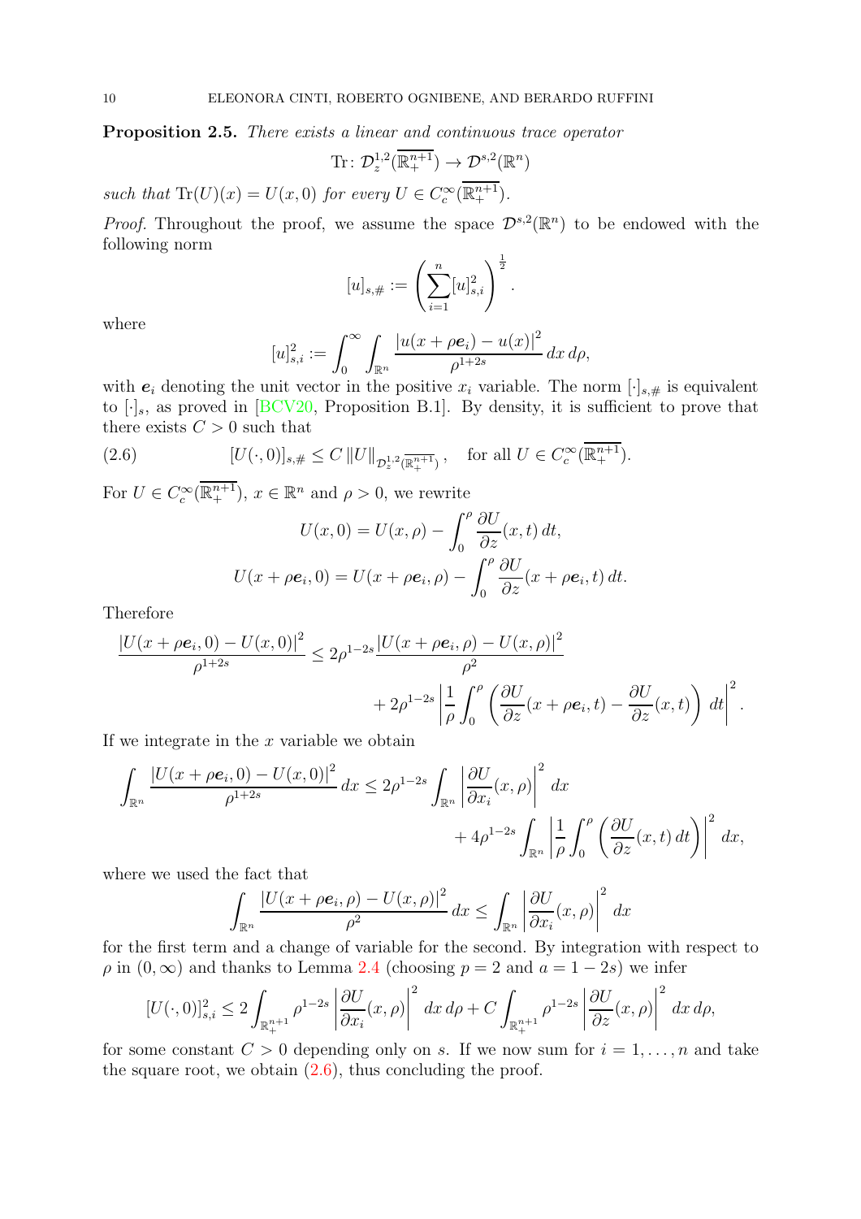**Proposition 2.5.** *There exists a linear and continuous trace operator*

$$\mathrm{Tr}\colon \mathcal{D}^{1,2}_z(\overline{\mathbb{R}^{n+1}_+}) \to \mathcal{D}^{s,2}(\mathbb{R}^n)$$

*such that* $\mathrm{Tr}(U)(x) = U(x,0)$ *for every* $U \in C_c^\infty(\overline{\mathbb{R}^{n+1}_+})$.

*Proof.* Throughout the proof, we assume the space $\mathcal{D}^{s,2}(\mathbb{R}^n)$ to be endowed with the following norm

$$[u]_{s,\#} := \left(\sum_{i=1}^n [u]_{s,i}^2\right)^{\frac{1}{2}}.$$

where

$$[u]_{s,i}^2 := \int_0^\infty \int_{\mathbb{R}^n} \frac{|u(x+\rho \boldsymbol{e}_i) - u(x)|^2}{\rho^{1+2s}}\, dx\, d\rho,$$

with $\boldsymbol{e}_i$ denoting the unit vector in the positive $x_i$ variable. The norm $[\cdot]_{s,\#}$ is equivalent to $[\cdot]_s$, as proved in [BCV20, Proposition B.1]. By density, it is sufficient to prove that there exists $C > 0$ such that

$$[U(\cdot,0)]_{s,\#} \leq C\, \|U\|_{\mathcal{D}^{1,2}_z(\overline{\mathbb{R}^{n+1}_+})}, \quad \text{for all } U \in C_c^\infty(\overline{\mathbb{R}^{n+1}_+}). \tag{2.6}$$

For $U \in C_c^\infty(\overline{\mathbb{R}^{n+1}_+})$, $x \in \mathbb{R}^n$ and $\rho > 0$, we rewrite

$$U(x,0) = U(x,\rho) - \int_0^\rho \frac{\partial U}{\partial z}(x,t)\, dt,$$

$$U(x+\rho \boldsymbol{e}_i,0) = U(x+\rho \boldsymbol{e}_i,\rho) - \int_0^\rho \frac{\partial U}{\partial z}(x+\rho \boldsymbol{e}_i,t)\, dt.$$

Therefore

$$\frac{|U(x+\rho \boldsymbol{e}_i,0) - U(x,0)|^2}{\rho^{1+2s}} \leq 2\rho^{1-2s} \frac{|U(x+\rho \boldsymbol{e}_i,\rho) - U(x,\rho)|^2}{\rho^2} + 2\rho^{1-2s}\left|\frac{1}{\rho}\int_0^\rho \left(\frac{\partial U}{\partial z}(x+\rho \boldsymbol{e}_i,t) - \frac{\partial U}{\partial z}(x,t)\right)\, dt\right|^2.$$

If we integrate in the $x$ variable we obtain

$$\int_{\mathbb{R}^n} \frac{|U(x+\rho \boldsymbol{e}_i,0) - U(x,0)|^2}{\rho^{1+2s}}\, dx \leq 2\rho^{1-2s}\int_{\mathbb{R}^n} \left|\frac{\partial U}{\partial x_i}(x,\rho)\right|^2\, dx + 4\rho^{1-2s}\int_{\mathbb{R}^n}\left|\frac{1}{\rho}\int_0^\rho \left(\frac{\partial U}{\partial z}(x,t)\, dt\right)\right|^2\, dx,$$

where we used the fact that

$$\int_{\mathbb{R}^n} \frac{|U(x+\rho \boldsymbol{e}_i,\rho) - U(x,\rho)|^2}{\rho^2}\, dx \leq \int_{\mathbb{R}^n}\left|\frac{\partial U}{\partial x_i}(x,\rho)\right|^2\, dx$$

for the first term and a change of variable for the second. By integration with respect to $\rho$ in $(0,\infty)$ and thanks to Lemma 2.4 (choosing $p=2$ and $a = 1-2s$) we infer

$$[U(\cdot,0)]_{s,i}^2 \leq 2\int_{\mathbb{R}^{n+1}_+} \rho^{1-2s}\left|\frac{\partial U}{\partial x_i}(x,\rho)\right|^2\, dx\, d\rho + C\int_{\mathbb{R}^{n+1}_+} \rho^{1-2s}\left|\frac{\partial U}{\partial z}(x,\rho)\right|^2\, dx\, d\rho,$$

for some constant $C > 0$ depending only on $s$. If we now sum for $i = 1,\dots,n$ and take the square root, we obtain (2.6), thus concluding the proof.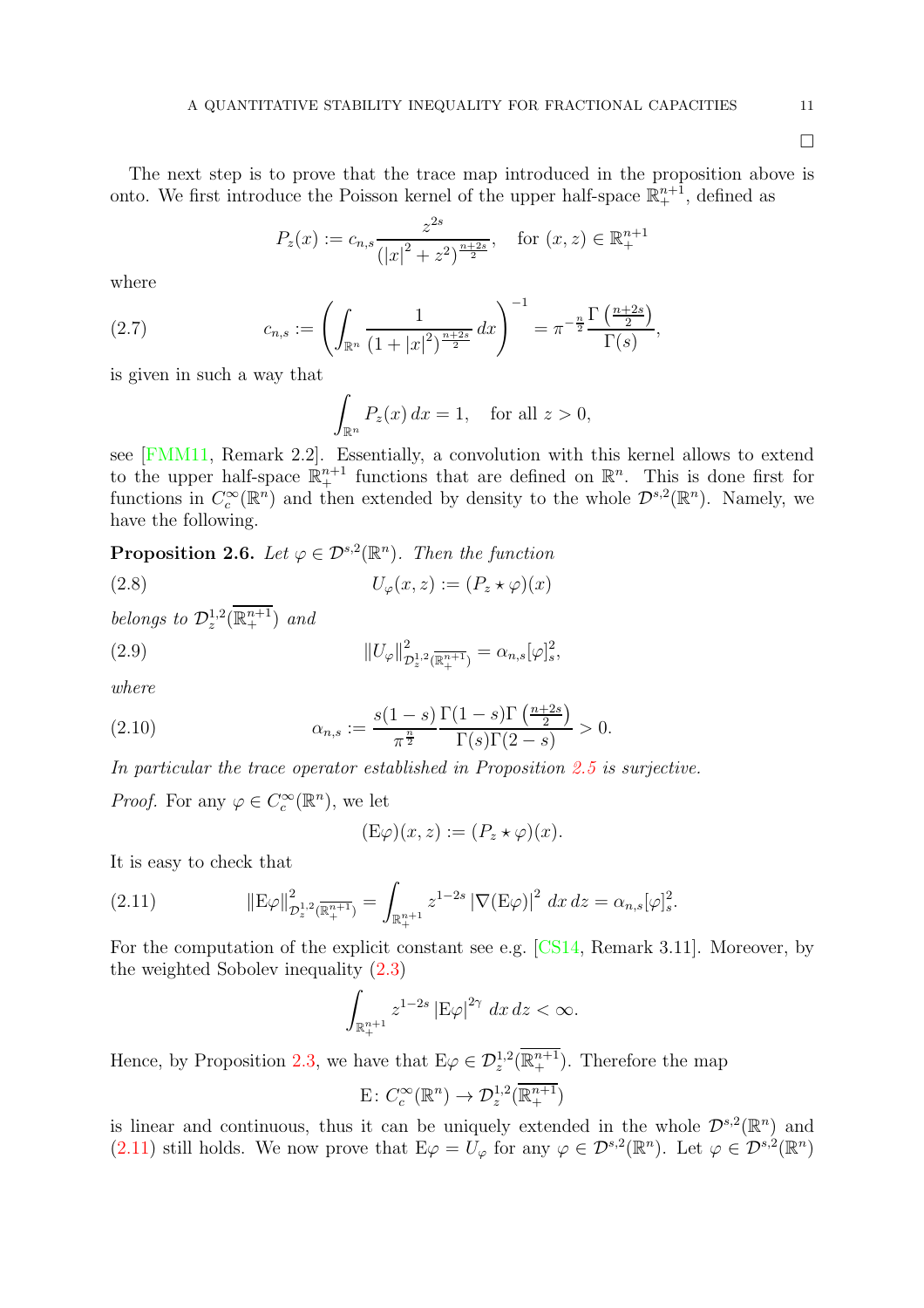□

The next step is to prove that the trace map introduced in the proposition above is onto. We first introduce the Poisson kernel of the upper half-space $\mathbb{R}^{n+1}_+$, defined as

$$P_z(x) := c_{n,s} \frac{z^{2s}}{(|x|^2 + z^2)^{\frac{n+2s}{2}}}, \quad \text{for } (x,z) \in \mathbb{R}^{n+1}_+$$

where

$$c_{n,s} := \left( \int_{\mathbb{R}^n} \frac{1}{(1+|x|^2)^{\frac{n+2s}{2}}}\, dx \right)^{-1} = \pi^{-\frac{n}{2}} \frac{\Gamma\left(\frac{n+2s}{2}\right)}{\Gamma(s)}, \tag{2.7}$$

is given in such a way that

$$\int_{\mathbb{R}^n} P_z(x)\, dx = 1, \quad \text{for all } z > 0,$$

see [FMM11, Remark 2.2]. Essentially, a convolution with this kernel allows to extend to the upper half-space $\mathbb{R}^{n+1}_+$ functions that are defined on $\mathbb{R}^n$. This is done first for functions in $C_c^\infty(\mathbb{R}^n)$ and then extended by density to the whole $\mathcal{D}^{s,2}(\mathbb{R}^n)$. Namely, we have the following.

**Proposition 2.6.** *Let $\varphi \in \mathcal{D}^{s,2}(\mathbb{R}^n)$. Then the function*

$$U_\varphi(x,z) := (P_z \star \varphi)(x) \tag{2.8}$$

*belongs to $\mathcal{D}^{1,2}_z(\overline{\mathbb{R}^{n+1}_+})$ and*

$$\|U_\varphi\|^2_{\mathcal{D}^{1,2}_z(\overline{\mathbb{R}^{n+1}_+})} = \alpha_{n,s} [\varphi]_s^2, \tag{2.9}$$

*where*

$$\alpha_{n,s} := \frac{s(1-s)}{\pi^{\frac{n}{2}}} \frac{\Gamma(1-s)\Gamma\left(\frac{n+2s}{2}\right)}{\Gamma(s)\Gamma(2-s)} > 0. \tag{2.10}$$

*In particular the trace operator established in Proposition 2.5 is surjective.*

*Proof.* For any $\varphi \in C_c^\infty(\mathbb{R}^n)$, we let

$$(\mathrm{E}\varphi)(x,z) := (P_z \star \varphi)(x).$$

It is easy to check that

$$\|\mathrm{E}\varphi\|^2_{\mathcal{D}^{1,2}_z(\overline{\mathbb{R}^{n+1}_+})} = \int_{\mathbb{R}^{n+1}_+} z^{1-2s} |\nabla(\mathrm{E}\varphi)|^2 \, dx\, dz = \alpha_{n,s} [\varphi]_s^2. \tag{2.11}$$

For the computation of the explicit constant see e.g. [CS14, Remark 3.11]. Moreover, by the weighted Sobolev inequality (2.3)

$$\int_{\mathbb{R}^{n+1}_+} z^{1-2s} |\mathrm{E}\varphi|^{2\gamma} \, dx\, dz < \infty.$$

Hence, by Proposition 2.3, we have that $\mathrm{E}\varphi \in \mathcal{D}^{1,2}_z(\overline{\mathbb{R}^{n+1}_+})$. Therefore the map

$$\mathrm{E} \colon C_c^\infty(\mathbb{R}^n) \to \mathcal{D}^{1,2}_z(\overline{\mathbb{R}^{n+1}_+})$$

is linear and continuous, thus it can be uniquely extended in the whole $\mathcal{D}^{s,2}(\mathbb{R}^n)$ and (2.11) still holds. We now prove that $\mathrm{E}\varphi = U_\varphi$ for any $\varphi \in \mathcal{D}^{s,2}(\mathbb{R}^n)$. Let $\varphi \in \mathcal{D}^{s,2}(\mathbb{R}^n)$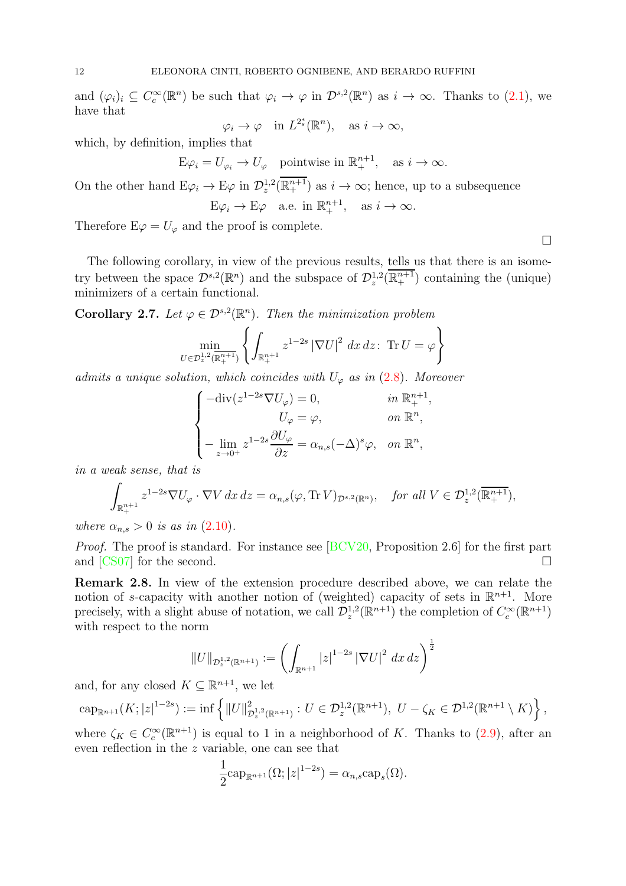and $(\varphi_i)_i \subseteq C_c^\infty(\mathbb{R}^n)$ be such that $\varphi_i \to \varphi$ in $\mathcal{D}^{s,2}(\mathbb{R}^n)$ as $i \to \infty$. Thanks to (2.1), we have that

$$\varphi_i \to \varphi \quad \text{in } L^{2^*_s}(\mathbb{R}^n), \quad \text{as } i \to \infty,$$

which, by definition, implies that

$$\mathrm{E}\varphi_i = U_{\varphi_i} \to U_\varphi \quad \text{pointwise in } \mathbb{R}^{n+1}_+, \quad \text{as } i \to \infty.$$

On the other hand $\mathrm{E}\varphi_i \to \mathrm{E}\varphi$ in $\mathcal{D}^{1,2}_z(\overline{\mathbb{R}^{n+1}_+})$ as $i \to \infty$; hence, up to a subsequence

$$\mathrm{E}\varphi_i \to \mathrm{E}\varphi \quad \text{a.e. in } \mathbb{R}^{n+1}_+, \quad \text{as } i \to \infty.$$

Therefore $\mathrm{E}\varphi = U_\varphi$ and the proof is complete. □

The following corollary, in view of the previous results, tells us that there is an isometry between the space $\mathcal{D}^{s,2}(\mathbb{R}^n)$ and the subspace of $\mathcal{D}^{1,2}_z(\overline{\mathbb{R}^{n+1}_+})$ containing the (unique) minimizers of a certain functional.

**Corollary 2.7.** *Let $\varphi \in \mathcal{D}^{s,2}(\mathbb{R}^n)$. Then the minimization problem*

$$\min_{U \in \mathcal{D}^{1,2}_z(\overline{\mathbb{R}^{n+1}_+})} \left\{ \int_{\mathbb{R}^{n+1}_+} z^{1-2s} \left|\nabla U\right|^2 \, dx\, dz \colon \ \mathrm{Tr}\, U = \varphi \right\}$$

*admits a unique solution, which coincides with $U_\varphi$ as in (2.8). Moreover*

$$\begin{cases} -\mathrm{div}(z^{1-2s}\nabla U_\varphi) = 0, & \text{in } \mathbb{R}^{n+1}_+, \\ U_\varphi = \varphi, & \text{on } \mathbb{R}^n, \\ -\displaystyle\lim_{z \to 0^+} z^{1-2s}\frac{\partial U_\varphi}{\partial z} = \alpha_{n,s}(-\Delta)^s \varphi, & \text{on } \mathbb{R}^n, \end{cases}$$

*in a weak sense, that is*

$$\int_{\mathbb{R}^{n+1}_+} z^{1-2s} \nabla U_\varphi \cdot \nabla V \, dx\, dz = \alpha_{n,s}(\varphi, \mathrm{Tr}\, V)_{\mathcal{D}^{s,2}(\mathbb{R}^n)}, \quad \text{for all } V \in \mathcal{D}^{1,2}_z(\overline{\mathbb{R}^{n+1}_+}),$$

*where $\alpha_{n,s} > 0$ is as in (2.10).*

*Proof.* The proof is standard. For instance see [BCV20, Proposition 2.6] for the first part and [CS07] for the second. □

**Remark 2.8.** In view of the extension procedure described above, we can relate the notion of $s$-capacity with another notion of (weighted) capacity of sets in $\mathbb{R}^{n+1}$. More precisely, with a slight abuse of notation, we call $\mathcal{D}^{1,2}_z(\mathbb{R}^{n+1})$ the completion of $C_c^\infty(\mathbb{R}^{n+1})$ with respect to the norm

$$\|U\|_{\mathcal{D}^{1,2}_z(\mathbb{R}^{n+1})} := \left( \int_{\mathbb{R}^{n+1}} |z|^{1-2s} \left|\nabla U\right|^2 \, dx\, dz \right)^{\frac{1}{2}}$$

and, for any closed $K \subseteq \mathbb{R}^{n+1}$, we let

$$\mathrm{cap}_{\mathbb{R}^{n+1}}(K; |z|^{1-2s}) := \inf\left\{ \|U\|^2_{\mathcal{D}^{1,2}_z(\mathbb{R}^{n+1})} : U \in \mathcal{D}^{1,2}_z(\mathbb{R}^{n+1}),\ U - \zeta_K \in \mathcal{D}^{1,2}(\mathbb{R}^{n+1} \setminus K) \right\},$$

where $\zeta_K \in C_c^\infty(\mathbb{R}^{n+1})$ is equal to 1 in a neighborhood of $K$. Thanks to (2.9), after an even reflection in the $z$ variable, one can see that

$$\frac{1}{2}\mathrm{cap}_{\mathbb{R}^{n+1}}(\Omega; |z|^{1-2s}) = \alpha_{n,s}\mathrm{cap}_s(\Omega).$$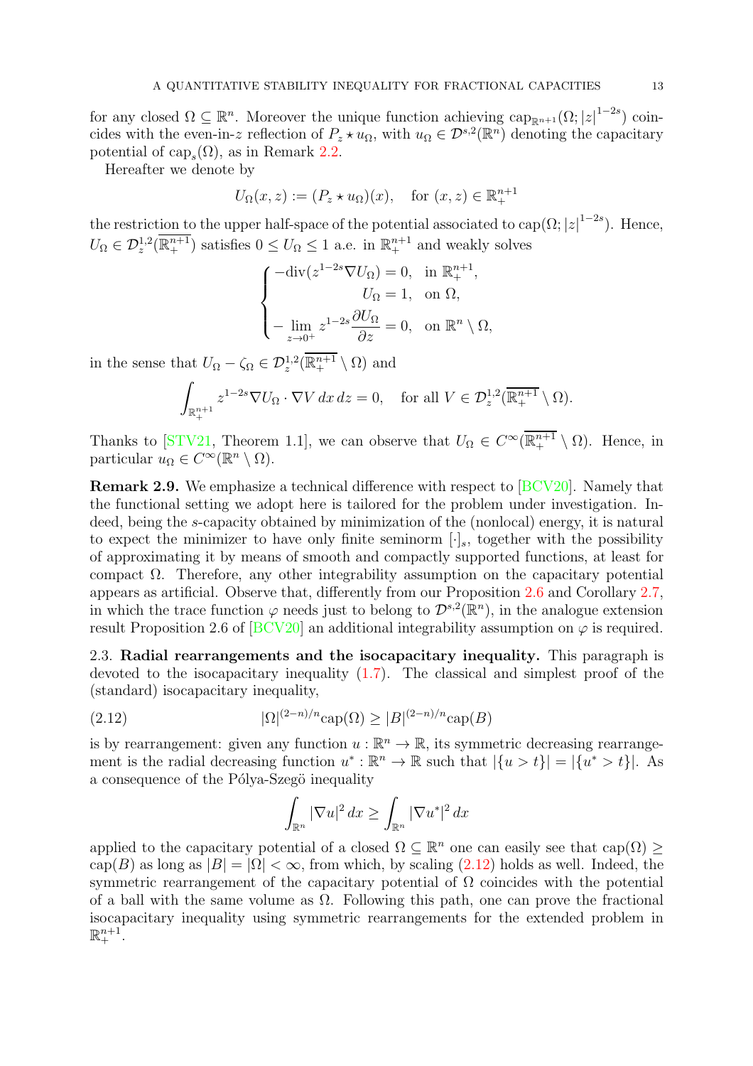for any closed $\Omega \subseteq \mathbb{R}^n$. Moreover the unique function achieving $\mathrm{cap}_{\mathbb{R}^{n+1}}(\Omega; |z|^{1-2s})$ coincides with the even-in-$z$ reflection of $P_z \star u_\Omega$, with $u_\Omega \in \mathcal{D}^{s,2}(\mathbb{R}^n)$ denoting the capacitary potential of $\mathrm{cap}_s(\Omega)$, as in Remark 2.2.

Hereafter we denote by

$$U_\Omega(x,z) := (P_z \star u_\Omega)(x), \quad \text{for } (x,z) \in \mathbb{R}^{n+1}_+$$

the restriction to the upper half-space of the potential associated to $\mathrm{cap}(\Omega; |z|^{1-2s})$. Hence, $U_\Omega \in \mathcal{D}^{1,2}_z(\overline{\mathbb{R}^{n+1}_+})$ satisfies $0 \leq U_\Omega \leq 1$ a.e. in $\mathbb{R}^{n+1}_+$ and weakly solves

$$\begin{cases} -\mathrm{div}(z^{1-2s}\nabla U_\Omega) = 0, & \text{in } \mathbb{R}^{n+1}_+, \\ U_\Omega = 1, & \text{on } \Omega, \\ -\displaystyle\lim_{z\to 0^+} z^{1-2s}\frac{\partial U_\Omega}{\partial z} = 0, & \text{on } \mathbb{R}^n \setminus \Omega, \end{cases}$$

in the sense that $U_\Omega - \zeta_\Omega \in \mathcal{D}^{1,2}_z(\overline{\mathbb{R}^{n+1}_+} \setminus \Omega)$ and

$$\int_{\mathbb{R}^{n+1}_+} z^{1-2s}\nabla U_\Omega \cdot \nabla V \, dx\, dz = 0, \quad \text{for all } V \in \mathcal{D}^{1,2}_z(\overline{\mathbb{R}^{n+1}_+} \setminus \Omega).$$

Thanks to [STV21, Theorem 1.1], we can observe that $U_\Omega \in C^\infty(\overline{\mathbb{R}^{n+1}_+} \setminus \Omega)$. Hence, in particular $u_\Omega \in C^\infty(\mathbb{R}^n \setminus \Omega)$.

**Remark 2.9.** We emphasize a technical difference with respect to [BCV20]. Namely that the functional setting we adopt here is tailored for the problem under investigation. Indeed, being the $s$-capacity obtained by minimization of the (nonlocal) energy, it is natural to expect the minimizer to have only finite seminorm $[\cdot]_s$, together with the possibility of approximating it by means of smooth and compactly supported functions, at least for compact $\Omega$. Therefore, any other integrability assumption on the capacitary potential appears as artificial. Observe that, differently from our Proposition 2.6 and Corollary 2.7, in which the trace function $\varphi$ needs just to belong to $\mathcal{D}^{s,2}(\mathbb{R}^n)$, in the analogue extension result Proposition 2.6 of [BCV20] an additional integrability assumption on $\varphi$ is required.

2.3. **Radial rearrangements and the isocapacitary inequality.** This paragraph is devoted to the isocapacitary inequality (1.7). The classical and simplest proof of the (standard) isocapacitary inequality,

$$|\Omega|^{(2-n)/n}\mathrm{cap}(\Omega) \geq |B|^{(2-n)/n}\mathrm{cap}(B) \tag{2.12}$$

is by rearrangement: given any function $u : \mathbb{R}^n \to \mathbb{R}$, its symmetric decreasing rearrangement is the radial decreasing function $u^* : \mathbb{R}^n \to \mathbb{R}$ such that $|\{u > t\}| = |\{u^* > t\}|$. As a consequence of the Pólya-Szegö inequality

$$\int_{\mathbb{R}^n} |\nabla u|^2 \, dx \geq \int_{\mathbb{R}^n} |\nabla u^*|^2 \, dx$$

applied to the capacitary potential of a closed $\Omega \subseteq \mathbb{R}^n$ one can easily see that $\mathrm{cap}(\Omega) \geq \mathrm{cap}(B)$ as long as $|B| = |\Omega| < \infty$, from which, by scaling (2.12) holds as well. Indeed, the symmetric rearrangement of the capacitary potential of $\Omega$ coincides with the potential of a ball with the same volume as $\Omega$. Following this path, one can prove the fractional isocapacitary inequality using symmetric rearrangements for the extended problem in $\mathbb{R}^{n+1}_+$.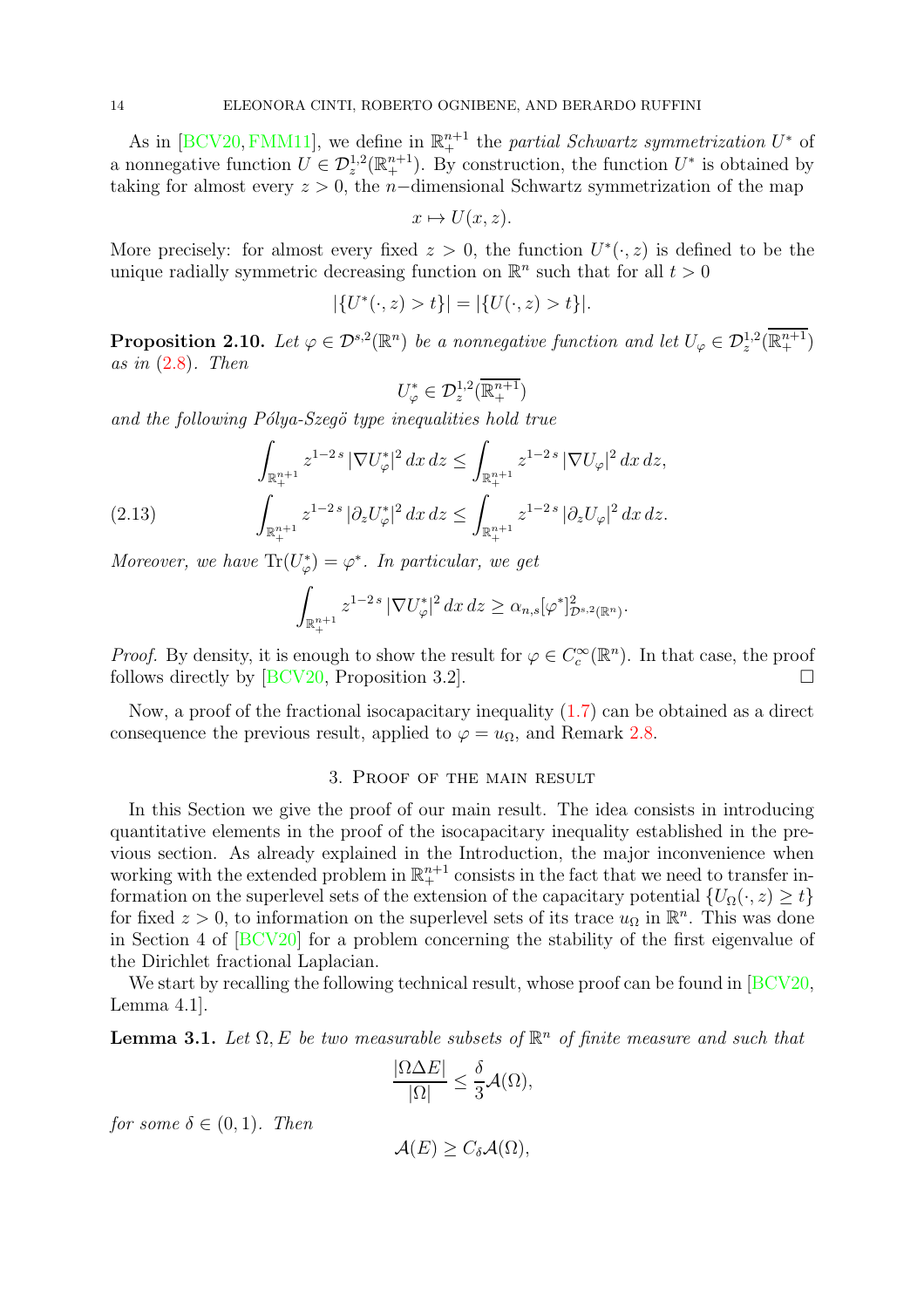As in [BCV20, FMM11], we define in $\mathbb{R}^{n+1}_+$ the *partial Schwartz symmetrization* $U^*$ of a nonnegative function $U \in \mathcal{D}^{1,2}_z(\mathbb{R}^{n+1}_+)$. By construction, the function $U^*$ is obtained by taking for almost every $z > 0$, the $n-$dimensional Schwartz symmetrization of the map

$$x \mapsto U(x, z).$$

More precisely: for almost every fixed $z > 0$, the function $U^*(\cdot, z)$ is defined to be the unique radially symmetric decreasing function on $\mathbb{R}^n$ such that for all $t > 0$

$$|\{U^*(\cdot, z) > t\}| = |\{U(\cdot, z) > t\}|.$$

**Proposition 2.10.** *Let $\varphi \in \mathcal{D}^{s,2}(\mathbb{R}^n)$ be a nonnegative function and let $U_\varphi \in \mathcal{D}^{1,2}_z(\overline{\mathbb{R}^{n+1}_+})$ as in (2.8). Then*

$$U^*_\varphi \in \mathcal{D}^{1,2}_z(\overline{\mathbb{R}^{n+1}_+})$$

*and the following Pólya-Szegö type inequalities hold true*

$$\begin{aligned}
&\int_{\mathbb{R}^{n+1}_+} z^{1-2s}\, |\nabla U^*_\varphi|^2\, dx\, dz \le \int_{\mathbb{R}^{n+1}_+} z^{1-2s}\, |\nabla U_\varphi|^2\, dx\, dz, \\
&\int_{\mathbb{R}^{n+1}_+} z^{1-2s}\, |\partial_z U^*_\varphi|^2\, dx\, dz \le \int_{\mathbb{R}^{n+1}_+} z^{1-2s}\, |\partial_z U_\varphi|^2\, dx\, dz.
\end{aligned} \tag{2.13}$$

*Moreover, we have $\mathrm{Tr}(U^*_\varphi) = \varphi^*$. In particular, we get*

$$\int_{\mathbb{R}^{n+1}_+} z^{1-2s}\, |\nabla U^*_\varphi|^2\, dx\, dz \ge \alpha_{n,s} [\varphi^*]^2_{\mathcal{D}^{s,2}(\mathbb{R}^n)}.$$

*Proof.* By density, it is enough to show the result for $\varphi \in C^\infty_c(\mathbb{R}^n)$. In that case, the proof follows directly by [BCV20, Proposition 3.2]. $\square$

Now, a proof of the fractional isocapacitary inequality (1.7) can be obtained as a direct consequence the previous result, applied to $\varphi = u_\Omega$, and Remark 2.8.

## 3. Proof of the main result

In this Section we give the proof of our main result. The idea consists in introducing quantitative elements in the proof of the isocapacitary inequality established in the previous section. As already explained in the Introduction, the major inconvenience when working with the extended problem in $\mathbb{R}^{n+1}_+$ consists in the fact that we need to transfer information on the superlevel sets of the extension of the capacitary potential $\{U_\Omega(\cdot, z) \ge t\}$ for fixed $z > 0$, to information on the superlevel sets of its trace $u_\Omega$ in $\mathbb{R}^n$. This was done in Section 4 of [BCV20] for a problem concerning the stability of the first eigenvalue of the Dirichlet fractional Laplacian.

We start by recalling the following technical result, whose proof can be found in [BCV20, Lemma 4.1].

**Lemma 3.1.** *Let $\Omega, E$ be two measurable subsets of $\mathbb{R}^n$ of finite measure and such that*

$$\frac{|\Omega \Delta E|}{|\Omega|} \le \frac{\delta}{3} \mathcal{A}(\Omega),$$

*for some $\delta \in (0, 1)$. Then*

$$\mathcal{A}(E) \ge C_\delta \mathcal{A}(\Omega),$$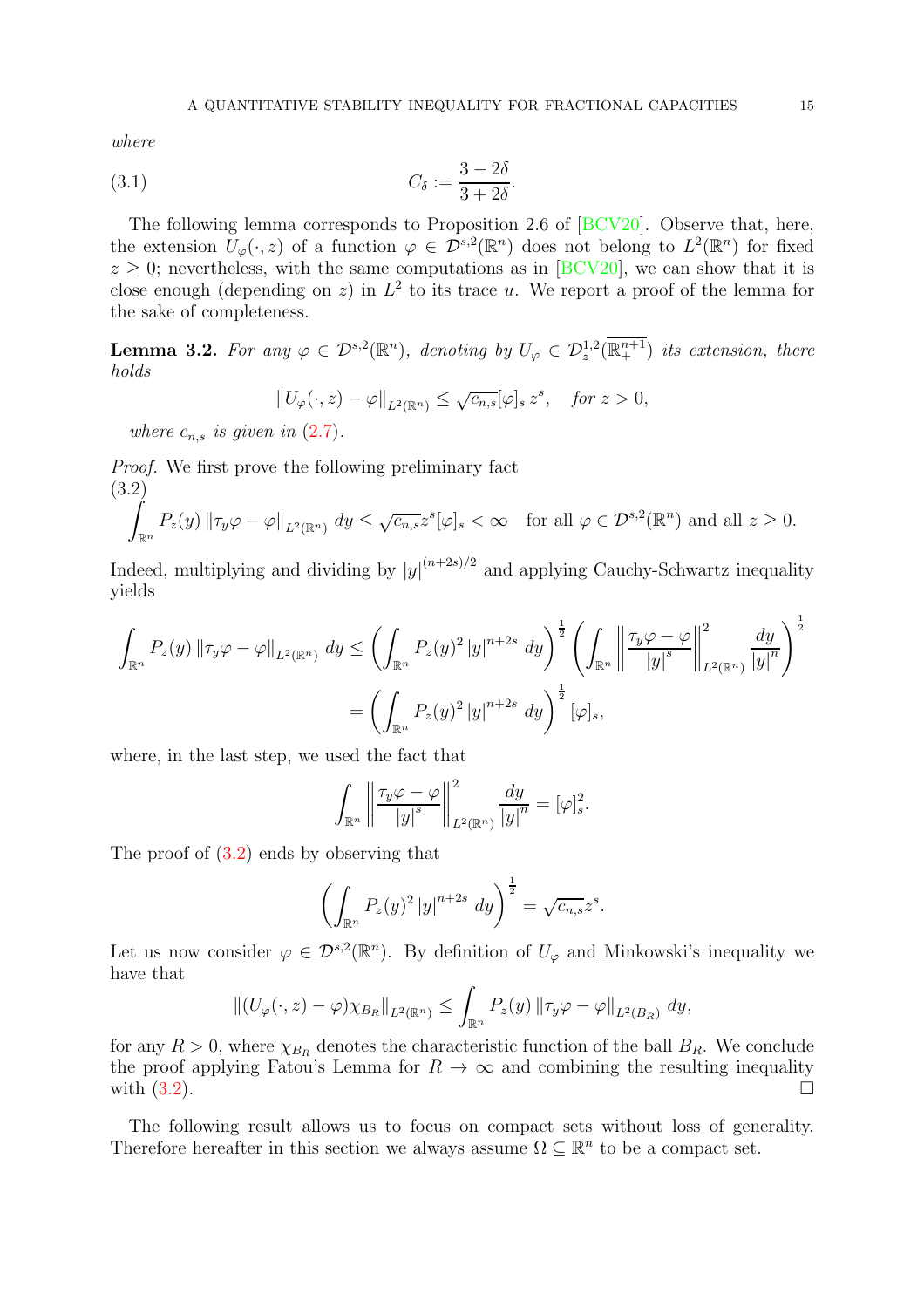*where*

$$C_\delta := \frac{3-2\delta}{3+2\delta}. \tag{3.1}$$

The following lemma corresponds to Proposition 2.6 of [BCV20]. Observe that, here, the extension $U_\varphi(\cdot,z)$ of a function $\varphi \in \mathcal{D}^{s,2}(\mathbb{R}^n)$ does not belong to $L^2(\mathbb{R}^n)$ for fixed $z \geq 0$; nevertheless, with the same computations as in [BCV20], we can show that it is close enough (depending on $z$) in $L^2$ to its trace $u$. We report a proof of the lemma for the sake of completeness.

**Lemma 3.2.** *For any $\varphi \in \mathcal{D}^{s,2}(\mathbb{R}^n)$, denoting by $U_\varphi \in \mathcal{D}^{1,2}_z(\overline{\mathbb{R}^{n+1}_+})$ its extension, there holds*

$$\|U_\varphi(\cdot,z) - \varphi\|_{L^2(\mathbb{R}^n)} \leq \sqrt{c_{n,s}}[\varphi]_s\, z^s, \quad \text{for } z > 0,$$

*where $c_{n,s}$ is given in (2.7).*

*Proof.* We first prove the following preliminary fact

$$\int_{\mathbb{R}^n} P_z(y)\, \|\tau_y\varphi - \varphi\|_{L^2(\mathbb{R}^n)}\, dy \leq \sqrt{c_{n,s}} z^s [\varphi]_s < \infty \quad \text{for all } \varphi \in \mathcal{D}^{s,2}(\mathbb{R}^n) \text{ and all } z \geq 0. \tag{3.2}$$

Indeed, multiplying and dividing by $|y|^{(n+2s)/2}$ and applying Cauchy-Schwartz inequality yields

$$\begin{aligned}
\int_{\mathbb{R}^n} P_z(y)\, \|\tau_y\varphi - \varphi\|_{L^2(\mathbb{R}^n)}\, dy &\leq \left(\int_{\mathbb{R}^n} P_z(y)^2 |y|^{n+2s}\, dy\right)^{\frac{1}{2}} \left(\int_{\mathbb{R}^n} \left\|\frac{\tau_y\varphi - \varphi}{|y|^s}\right\|^2_{L^2(\mathbb{R}^n)} \frac{dy}{|y|^n}\right)^{\frac{1}{2}} \\
&= \left(\int_{\mathbb{R}^n} P_z(y)^2 |y|^{n+2s}\, dy\right)^{\frac{1}{2}} [\varphi]_s,
\end{aligned}$$

where, in the last step, we used the fact that

$$\int_{\mathbb{R}^n} \left\|\frac{\tau_y\varphi - \varphi}{|y|^s}\right\|^2_{L^2(\mathbb{R}^n)} \frac{dy}{|y|^n} = [\varphi]_s^2.$$

The proof of (3.2) ends by observing that

$$\left(\int_{\mathbb{R}^n} P_z(y)^2 |y|^{n+2s}\, dy\right)^{\frac{1}{2}} = \sqrt{c_{n,s}} z^s.$$

Let us now consider $\varphi \in \mathcal{D}^{s,2}(\mathbb{R}^n)$. By definition of $U_\varphi$ and Minkowski's inequality we have that

$$\|(U_\varphi(\cdot,z) - \varphi)\chi_{B_R}\|_{L^2(\mathbb{R}^n)} \leq \int_{\mathbb{R}^n} P_z(y)\, \|\tau_y\varphi - \varphi\|_{L^2(B_R)}\, dy,$$

for any $R > 0$, where $\chi_{B_R}$ denotes the characteristic function of the ball $B_R$. We conclude the proof applying Fatou's Lemma for $R \to \infty$ and combining the resulting inequality with (3.2). $\square$

The following result allows us to focus on compact sets without loss of generality. Therefore hereafter in this section we always assume $\Omega \subseteq \mathbb{R}^n$ to be a compact set.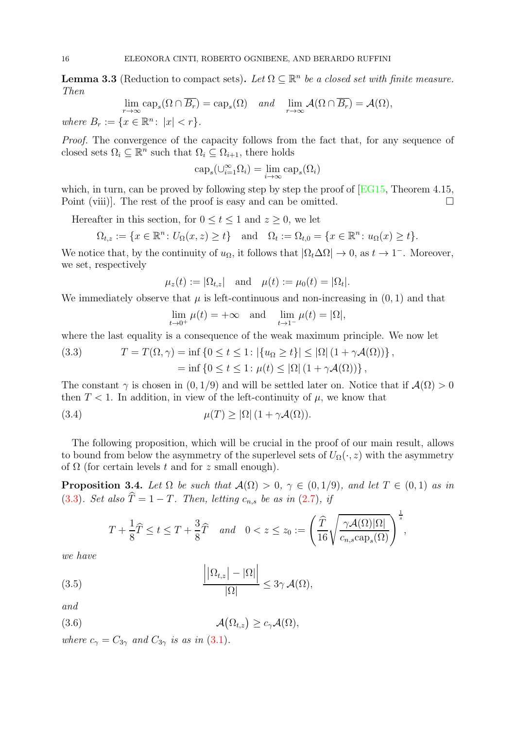**Lemma 3.3** (Reduction to compact sets)**.** *Let $\Omega \subseteq \mathbb{R}^n$ be a closed set with finite measure. Then*

$$\lim_{r\to\infty} \mathrm{cap}_s(\Omega \cap \overline{B_r}) = \mathrm{cap}_s(\Omega) \quad \text{and} \quad \lim_{r\to\infty} \mathcal{A}(\Omega \cap \overline{B_r}) = \mathcal{A}(\Omega),$$

*where $B_r := \{x \in \mathbb{R}^n \colon |x| < r\}$.*

*Proof.* The convergence of the capacity follows from the fact that, for any sequence of closed sets $\Omega_i \subseteq \mathbb{R}^n$ such that $\Omega_i \subseteq \Omega_{i+1}$, there holds

$$\mathrm{cap}_s(\cup_{i=1}^\infty \Omega_i) = \lim_{i\to\infty} \mathrm{cap}_s(\Omega_i)$$

which, in turn, can be proved by following step by step the proof of [EG15, Theorem 4.15, Point (viii)]. The rest of the proof is easy and can be omitted. $\square$

Hereafter in this section, for $0 \le t \le 1$ and $z \ge 0$, we let

$$\Omega_{t,z} := \{x \in \mathbb{R}^n \colon U_\Omega(x,z) \ge t\} \quad \text{and} \quad \Omega_t := \Omega_{t,0} = \{x \in \mathbb{R}^n \colon u_\Omega(x) \ge t\}.$$

We notice that, by the continuity of $u_\Omega$, it follows that $|\Omega_t \Delta \Omega| \to 0$, as $t \to 1^-$. Moreover, we set, respectively

$$\mu_z(t) := |\Omega_{t,z}| \quad \text{and} \quad \mu(t) := \mu_0(t) = |\Omega_t|.$$

We immediately observe that $\mu$ is left-continuous and non-increasing in $(0,1)$ and that

$$\lim_{t\to 0^+} \mu(t) = +\infty \quad \text{and} \quad \lim_{t\to 1^-} \mu(t) = |\Omega|,$$

where the last equality is a consequence of the weak maximum principle. We now let

$$\begin{aligned} T = T(\Omega,\gamma) &= \inf\left\{0 \le t \le 1 \colon |\{u_\Omega \ge t\}| \le |\Omega|\,(1 + \gamma\mathcal{A}(\Omega))\right\}, \\ &= \inf\left\{0 \le t \le 1 \colon \mu(t) \le |\Omega|\,(1 + \gamma\mathcal{A}(\Omega))\right\}, \end{aligned} \tag{3.3}$$

The constant $\gamma$ is chosen in $(0, 1/9)$ and will be settled later on. Notice that if $\mathcal{A}(\Omega) > 0$ then $T < 1$. In addition, in view of the left-continuity of $\mu$, we know that

$$\mu(T) \ge |\Omega|\,(1 + \gamma\mathcal{A}(\Omega)). \tag{3.4}$$

The following proposition, which will be crucial in the proof of our main result, allows to bound from below the asymmetry of the superlevel sets of $U_\Omega(\cdot, z)$ with the asymmetry of $\Omega$ (for certain levels $t$ and for $z$ small enough).

**Proposition 3.4.** *Let $\Omega$ be such that $\mathcal{A}(\Omega) > 0$, $\gamma \in (0, 1/9)$, and let $T \in (0,1)$ as in (3.3). Set also $\widehat{T} = 1 - T$. Then, letting $c_{n,s}$ be as in (2.7), if*

$$T + \frac{1}{8}\widehat{T} \le t \le T + \frac{3}{8}\widehat{T} \quad \text{and} \quad 0 < z \le z_0 := \left(\frac{\widehat{T}}{16}\sqrt{\frac{\gamma\mathcal{A}(\Omega)|\Omega|}{c_{n,s}\mathrm{cap}_s(\Omega)}}\right)^{\frac{1}{s}},$$

*we have*

$$\frac{\Big|\big|\Omega_{t,z}\big| - |\Omega|\Big|}{|\Omega|} \le 3\gamma\,\mathcal{A}(\Omega), \tag{3.5}$$

*and*

$$\mathcal{A}\big(\Omega_{t,z}\big) \ge c_\gamma \mathcal{A}(\Omega), \tag{3.6}$$

*where $c_\gamma = C_{3\gamma}$ and $C_{3\gamma}$ is as in (3.1).*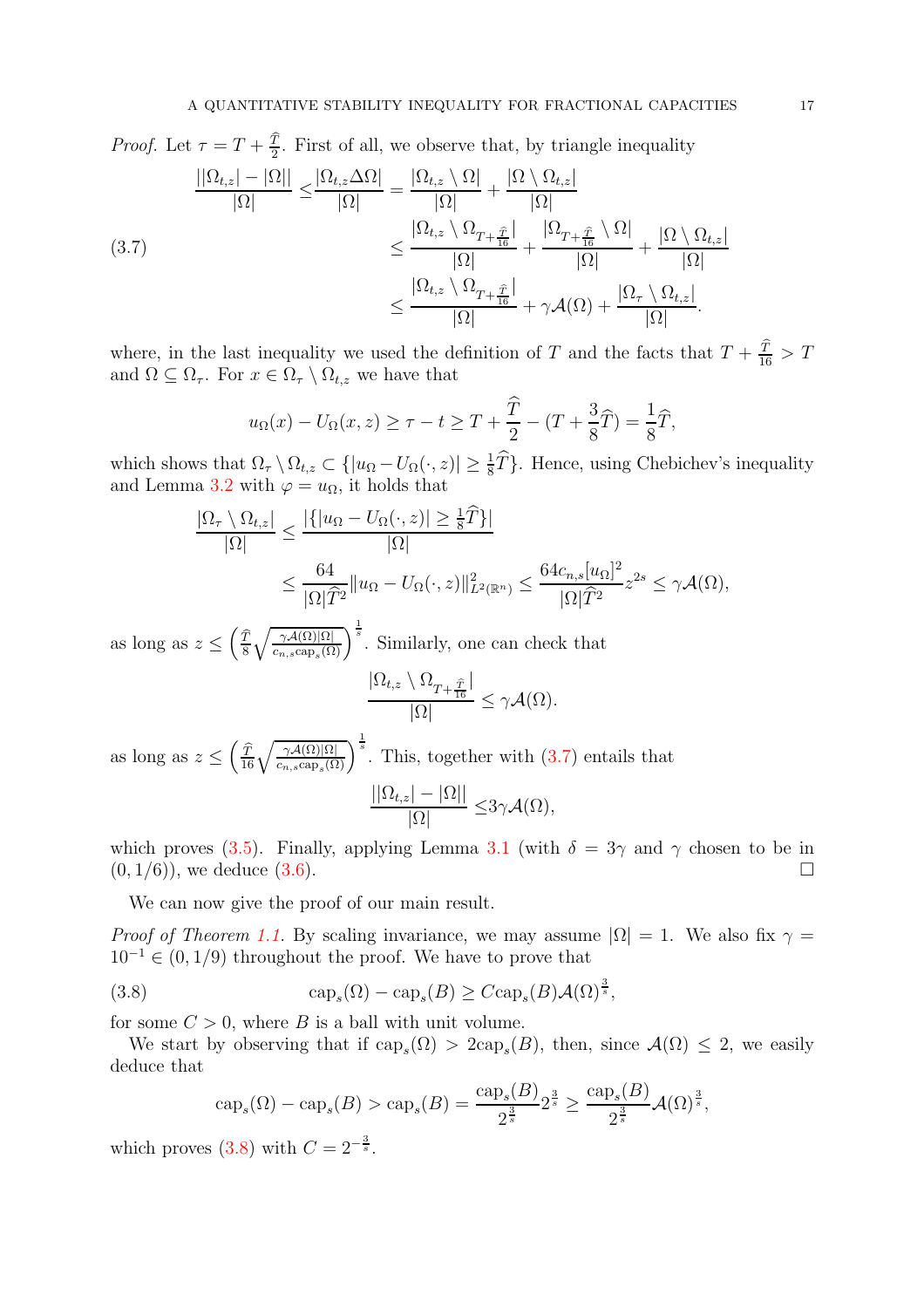*Proof.* Let $\tau = T + \frac{\widehat{T}}{2}$. First of all, we observe that, by triangle inequality

$$
\begin{aligned}
\frac{||\Omega_{t,z}| - |\Omega||}{|\Omega|} \leq & \frac{|\Omega_{t,z}\Delta\Omega|}{|\Omega|} = \frac{|\Omega_{t,z} \setminus \Omega|}{|\Omega|} + \frac{|\Omega \setminus \Omega_{t,z}|}{|\Omega|} \\
& \leq \frac{|\Omega_{t,z} \setminus \Omega_{T+\frac{\widehat{T}}{16}}|}{|\Omega|} + \frac{|\Omega_{T+\frac{\widehat{T}}{16}} \setminus \Omega|}{|\Omega|} + \frac{|\Omega \setminus \Omega_{t,z}|}{|\Omega|} \\
& \leq \frac{|\Omega_{t,z} \setminus \Omega_{T+\frac{\widehat{T}}{16}}|}{|\Omega|} + \gamma\mathcal{A}(\Omega) + \frac{|\Omega_\tau \setminus \Omega_{t,z}|}{|\Omega|}.
\end{aligned} \tag{3.7}
$$

where, in the last inequality we used the definition of $T$ and the facts that $T + \frac{\widehat{T}}{16} > T$ and $\Omega \subseteq \Omega_\tau$. For $x \in \Omega_\tau \setminus \Omega_{t,z}$ we have that

$$
u_\Omega(x) - U_\Omega(x,z) \geq \tau - t \geq T + \frac{\widehat{T}}{2} - (T + \frac{3}{8}\widehat{T}) = \frac{1}{8}\widehat{T},
$$

which shows that $\Omega_\tau \setminus \Omega_{t,z} \subset \{|u_\Omega - U_\Omega(\cdot,z)| \geq \frac{1}{8}\widehat{T}\}$. Hence, using Chebichev's inequality and Lemma 3.2 with $\varphi = u_\Omega$, it holds that

$$
\begin{aligned}
\frac{|\Omega_\tau \setminus \Omega_{t,z}|}{|\Omega|} & \leq \frac{|\{|u_\Omega - U_\Omega(\cdot,z)| \geq \frac{1}{8}\widehat{T}\}|}{|\Omega|} \\
& \leq \frac{64}{|\Omega|\widehat{T}^2}\|u_\Omega - U_\Omega(\cdot,z)\|^2_{L^2(\mathbb{R}^n)} \leq \frac{64 c_{n,s}[u_\Omega]^2}{|\Omega|\widehat{T}^2} z^{2s} \leq \gamma\mathcal{A}(\Omega),
\end{aligned}
$$

as long as $z \leq \left(\frac{\widehat{T}}{8}\sqrt{\frac{\gamma\mathcal{A}(\Omega)|\Omega|}{c_{n,s}\mathrm{cap}_s(\Omega)}}\right)^{\frac{1}{s}}$. Similarly, one can check that

$$
\frac{|\Omega_{t,z} \setminus \Omega_{T+\frac{\widehat{T}}{16}}|}{|\Omega|} \leq \gamma\mathcal{A}(\Omega).
$$

as long as $z \leq \left(\frac{\widehat{T}}{16}\sqrt{\frac{\gamma\mathcal{A}(\Omega)|\Omega|}{c_{n,s}\mathrm{cap}_s(\Omega)}}\right)^{\frac{1}{s}}$. This, together with (3.7) entails that

$$
\frac{||\Omega_{t,z}| - |\Omega||}{|\Omega|} \leq 3\gamma\mathcal{A}(\Omega),
$$

which proves (3.5). Finally, applying Lemma 3.1 (with $\delta = 3\gamma$ and $\gamma$ chosen to be in $(0, 1/6)$), we deduce (3.6). □

We can now give the proof of our main result.

*Proof of Theorem 1.1.* By scaling invariance, we may assume $|\Omega| = 1$. We also fix $\gamma = 10^{-1} \in (0, 1/9)$ throughout the proof. We have to prove that

$$
\mathrm{cap}_s(\Omega) - \mathrm{cap}_s(B) \geq C\mathrm{cap}_s(B)\mathcal{A}(\Omega)^{\frac{3}{s}}, \tag{3.8}
$$

for some $C > 0$, where $B$ is a ball with unit volume.

We start by observing that if $\mathrm{cap}_s(\Omega) > 2\mathrm{cap}_s(B)$, then, since $\mathcal{A}(\Omega) \leq 2$, we easily deduce that

$$
\mathrm{cap}_s(\Omega) - \mathrm{cap}_s(B) > \mathrm{cap}_s(B) = \frac{\mathrm{cap}_s(B)}{2^{\frac{3}{s}}} 2^{\frac{3}{s}} \geq \frac{\mathrm{cap}_s(B)}{2^{\frac{3}{s}}}\mathcal{A}(\Omega)^{\frac{3}{s}},
$$

which proves (3.8) with $C = 2^{-\frac{3}{s}}$.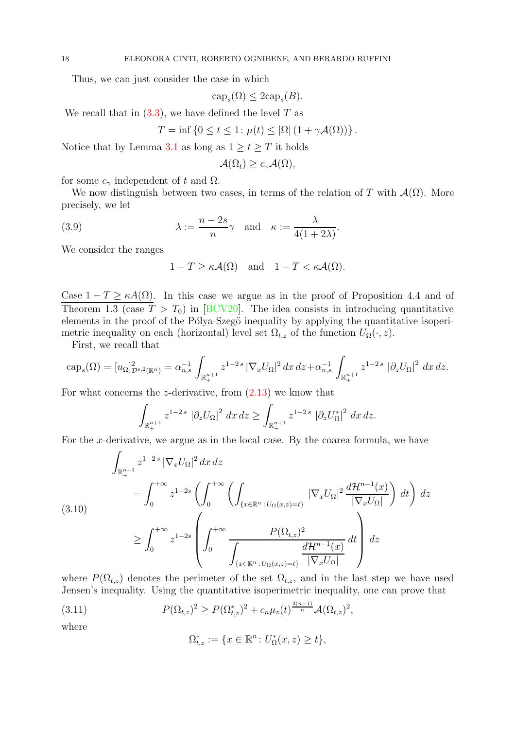Thus, we can just consider the case in which

$$\mathrm{cap}_s(\Omega) \leq 2\mathrm{cap}_s(B).$$

We recall that in (3.3), we have defined the level $T$ as

$$T = \inf \{0 \leq t \leq 1 \colon \mu(t) \leq |\Omega| (1 + \gamma \mathcal{A}(\Omega))\}.$$

Notice that by Lemma 3.1 as long as $1 \geq t \geq T$ it holds

$$\mathcal{A}(\Omega_t) \geq c_\gamma \mathcal{A}(\Omega),$$

for some $c_\gamma$ independent of $t$ and $\Omega$.

We now distinguish between two cases, in terms of the relation of $T$ with $\mathcal{A}(\Omega)$. More precisely, we let

$$\lambda := \frac{n-2s}{n}\gamma \quad \text{and} \quad \kappa := \frac{\lambda}{4(1+2\lambda)}. \tag{3.9}$$

We consider the ranges

$$1 - T \geq \kappa \mathcal{A}(\Omega) \quad \text{and} \quad 1 - T < \kappa \mathcal{A}(\Omega).$$

Case $1 - T \geq \kappa A(\Omega)$. In this case we argue as in the proof of Proposition 4.4 and of Theorem 1.3 (case $T > T_0$) in [BCV20]. The idea consists in introducing quantitative elements in the proof of the Pólya-Szegö inequality by applying the quantitative isoperimetric inequality on each (horizontal) level set $\Omega_{t,z}$ of the function $U_\Omega(\cdot, z)$.

First, we recall that

$$\mathrm{cap}_s(\Omega) = [u_\Omega]^2_{\mathcal{D}^{s,2}(\mathbb{R}^n)} = \alpha_{n,s}^{-1} \int_{\mathbb{R}^{n+1}_+} z^{1-2s} |\nabla_x U_\Omega|^2 \, dx \, dz + \alpha_{n,s}^{-1} \int_{\mathbb{R}^{n+1}_+} z^{1-2s} \, |\partial_z U_\Omega|^2 \, dx \, dz.$$

For what concerns the $z$-derivative, from (2.13) we know that

$$\int_{\mathbb{R}^{n+1}_+} z^{1-2s} \, |\partial_z U_\Omega|^2 \, dx \, dz \geq \int_{\mathbb{R}^{n+1}_+} z^{1-2s} \, |\partial_z U_\Omega^*|^2 \, dx \, dz.$$

For the $x$-derivative, we argue as in the local case. By the coarea formula, we have

$$\begin{aligned}
&\int_{\mathbb{R}^{n+1}_+} z^{1-2s} |\nabla_x U_\Omega|^2 \, dx \, dz \\
&\qquad = \int_0^{+\infty} z^{1-2s} \left( \int_0^{+\infty} \left( \int_{\{x \in \mathbb{R}^n \colon U_\Omega(x,z) = t\}} |\nabla_x U_\Omega|^2 \frac{d\mathcal{H}^{n-1}(x)}{|\nabla_x U_\Omega|} \right) dt \right) dz \\
&\qquad \geq \int_0^{+\infty} z^{1-2s} \left( \int_0^{+\infty} \frac{P(\Omega_{t,z})^2}{\displaystyle\int_{\{x \in \mathbb{R}^n \colon U_\Omega(x,z) = t\}} \frac{d\mathcal{H}^{n-1}(x)}{|\nabla_x U_\Omega|}} \, dt \right) dz
\end{aligned} \tag{3.10}$$

where $P(\Omega_{t,z})$ denotes the perimeter of the set $\Omega_{t,z}$, and in the last step we have used Jensen's inequality. Using the quantitative isoperimetric inequality, one can prove that

$$P(\Omega_{t,z})^2 \geq P(\Omega_{t,z}^*)^2 + c_n \mu_z(t)^{\frac{2(n-1)}{n}} \mathcal{A}(\Omega_{t,z})^2, \tag{3.11}$$

where

$$\Omega_{t,z}^* := \{x \in \mathbb{R}^n \colon U_\Omega^*(x,z) \geq t\},$$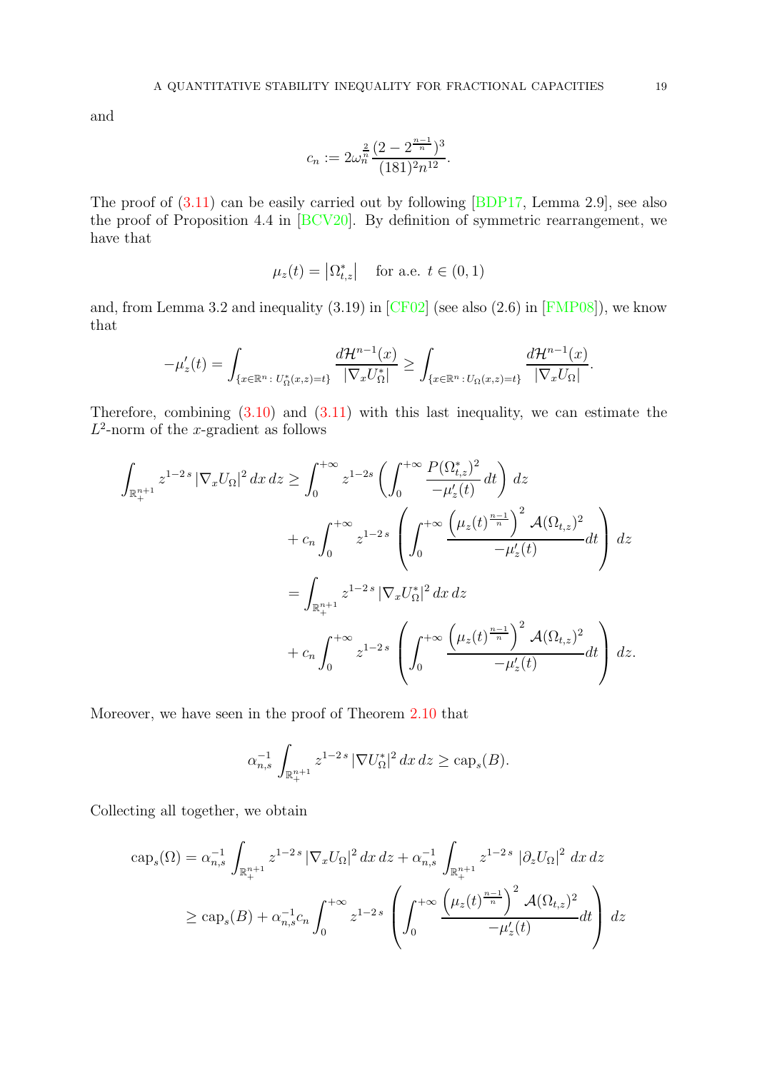and

$$c_n := 2\omega_n^{\frac{2}{n}} \frac{(2 - 2^{\frac{n-1}{n}})^3}{(181)^2 n^{12}}.$$

The proof of (3.11) can be easily carried out by following [BDP17, Lemma 2.9], see also the proof of Proposition 4.4 in [BCV20]. By definition of symmetric rearrangement, we have that

$$\mu_z(t) = \left|\Omega^*_{t,z}\right| \quad \text{for a.e. } t \in (0,1)$$

and, from Lemma 3.2 and inequality (3.19) in [CF02] (see also (2.6) in [FMP08]), we know that

$$-\mu_z'(t) = \int_{\{x \in \mathbb{R}^n \,:\, U^*_\Omega(x,z) = t\}} \frac{d\mathcal{H}^{n-1}(x)}{|\nabla_x U^*_\Omega|} \geq \int_{\{x \in \mathbb{R}^n \,:\, U_\Omega(x,z) = t\}} \frac{d\mathcal{H}^{n-1}(x)}{|\nabla_x U_\Omega|}.$$

Therefore, combining (3.10) and (3.11) with this last inequality, we can estimate the $L^2$-norm of the $x$-gradient as follows

$$\begin{aligned}
\int_{\mathbb{R}^{n+1}_+} z^{1-2s} |\nabla_x U_\Omega|^2 \, dx \, dz &\geq \int_0^{+\infty} z^{1-2s} \left( \int_0^{+\infty} \frac{P(\Omega^*_{t,z})^2}{-\mu_z'(t)} \, dt \right) dz \\
&\quad + c_n \int_0^{+\infty} z^{1-2s} \left( \int_0^{+\infty} \frac{\left(\mu_z(t)^{\frac{n-1}{n}}\right)^2 \mathcal{A}(\Omega_{t,z})^2}{-\mu_z'(t)} dt \right) dz \\
&= \int_{\mathbb{R}^{n+1}_+} z^{1-2s} |\nabla_x U^*_\Omega|^2 \, dx \, dz \\
&\quad + c_n \int_0^{+\infty} z^{1-2s} \left( \int_0^{+\infty} \frac{\left(\mu_z(t)^{\frac{n-1}{n}}\right)^2 \mathcal{A}(\Omega_{t,z})^2}{-\mu_z'(t)} dt \right) dz.
\end{aligned}$$

Moreover, we have seen in the proof of Theorem 2.10 that

$$\alpha_{n,s}^{-1} \int_{\mathbb{R}^{n+1}_+} z^{1-2s} |\nabla U^*_\Omega|^2 \, dx \, dz \geq \mathrm{cap}_s(B).$$

Collecting all together, we obtain

$$\begin{aligned}
\mathrm{cap}_s(\Omega) &= \alpha_{n,s}^{-1} \int_{\mathbb{R}^{n+1}_+} z^{1-2s} |\nabla_x U_\Omega|^2 \, dx \, dz + \alpha_{n,s}^{-1} \int_{\mathbb{R}^{n+1}_+} z^{1-2s} \left|\partial_z U_\Omega\right|^2 \, dx \, dz \\
&\geq \mathrm{cap}_s(B) + \alpha_{n,s}^{-1} c_n \int_0^{+\infty} z^{1-2s} \left( \int_0^{+\infty} \frac{\left(\mu_z(t)^{\frac{n-1}{n}}\right)^2 \mathcal{A}(\Omega_{t,z})^2}{-\mu_z'(t)} dt \right) dz
\end{aligned}$$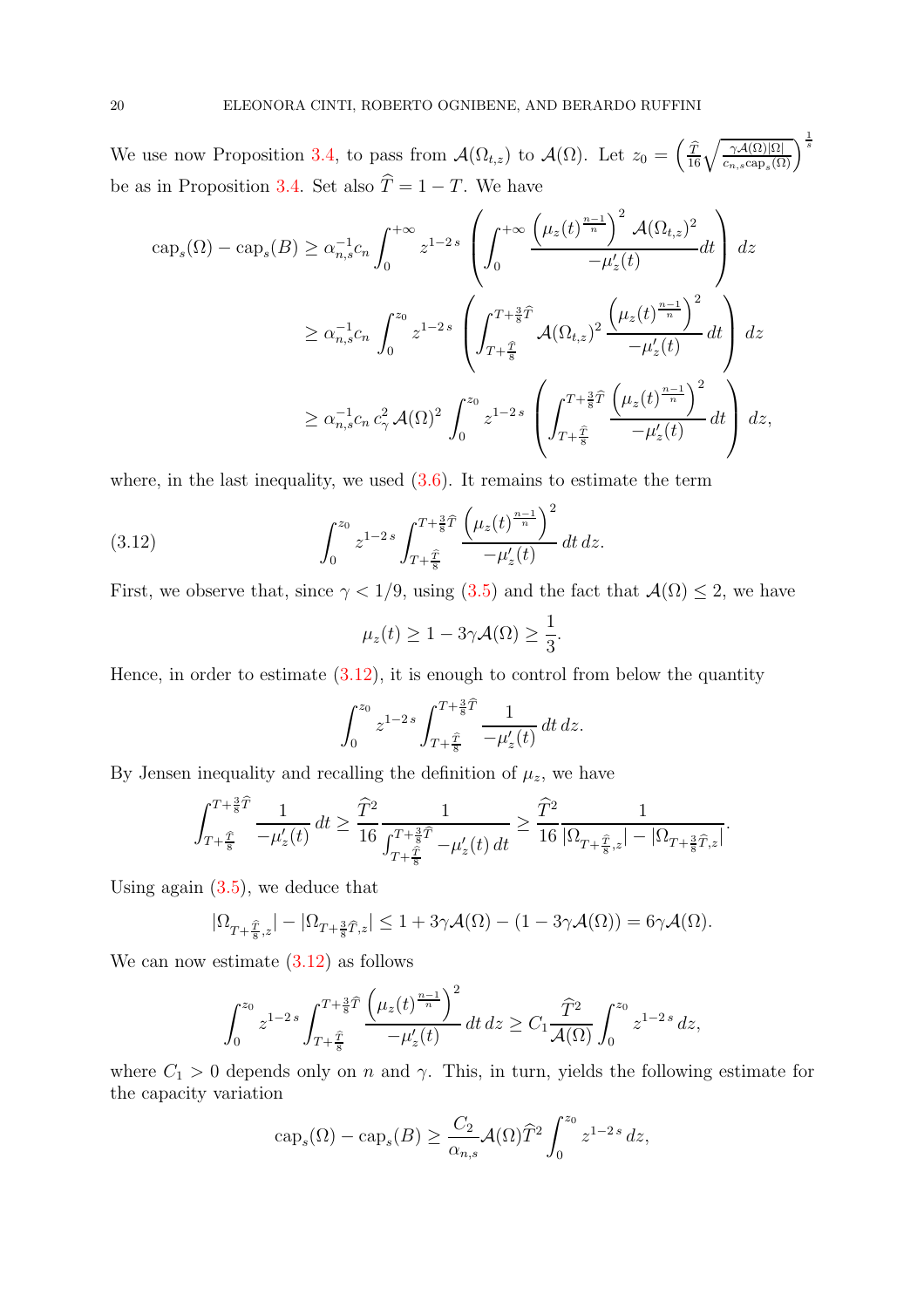We use now Proposition 3.4, to pass from $\mathcal{A}(\Omega_{t,z})$ to $\mathcal{A}(\Omega)$. Let $z_0 = \left(\frac{\widehat{T}}{16}\sqrt{\frac{\gamma \mathcal{A}(\Omega)|\Omega|}{c_{n,s}\mathrm{cap}_s(\Omega)}}\right)^{\frac{1}{s}}$ be as in Proposition 3.4. Set also $\widehat{T} = 1 - T$. We have

$$
\begin{aligned}
\mathrm{cap}_s(\Omega) - \mathrm{cap}_s(B) &\geq \alpha_{n,s}^{-1} c_n \int_0^{+\infty} z^{1-2s} \left( \int_0^{+\infty} \frac{\left(\mu_z(t)^{\frac{n-1}{n}}\right)^2 \mathcal{A}(\Omega_{t,z})^2}{-\mu_z'(t)} dt \right) dz \\
&\geq \alpha_{n,s}^{-1} c_n \int_0^{z_0} z^{1-2s} \left( \int_{T+\frac{\widehat{T}}{8}}^{T+\frac{3}{8}\widehat{T}} \mathcal{A}(\Omega_{t,z})^2 \frac{\left(\mu_z(t)^{\frac{n-1}{n}}\right)^2}{-\mu_z'(t)} dt \right) dz \\
&\geq \alpha_{n,s}^{-1} c_n \, c_\gamma^2 \, \mathcal{A}(\Omega)^2 \int_0^{z_0} z^{1-2s} \left( \int_{T+\frac{\widehat{T}}{8}}^{T+\frac{3}{8}\widehat{T}} \frac{\left(\mu_z(t)^{\frac{n-1}{n}}\right)^2}{-\mu_z'(t)} dt \right) dz,
\end{aligned}
$$

where, in the last inequality, we used (3.6). It remains to estimate the term

$$
\int_0^{z_0} z^{1-2s} \int_{T+\frac{\widehat{T}}{8}}^{T+\frac{3}{8}\widehat{T}} \frac{\left(\mu_z(t)^{\frac{n-1}{n}}\right)^2}{-\mu_z'(t)} \, dt \, dz. \tag{3.12}
$$

First, we observe that, since $\gamma < 1/9$, using (3.5) and the fact that $\mathcal{A}(\Omega) \leq 2$, we have

$$
\mu_z(t) \geq 1 - 3\gamma \mathcal{A}(\Omega) \geq \frac{1}{3}.
$$

Hence, in order to estimate (3.12), it is enough to control from below the quantity

$$
\int_0^{z_0} z^{1-2s} \int_{T+\frac{\widehat{T}}{8}}^{T+\frac{3}{8}\widehat{T}} \frac{1}{-\mu_z'(t)} \, dt \, dz.
$$

By Jensen inequality and recalling the definition of $\mu_z$, we have

$$
\int_{T+\frac{\widehat{T}}{8}}^{T+\frac{3}{8}\widehat{T}} \frac{1}{-\mu_z'(t)} \, dt \geq \frac{\widehat{T}^2}{16} \frac{1}{\int_{T+\frac{\widehat{T}}{8}}^{T+\frac{3}{8}\widehat{T}} -\mu_z'(t) \, dt} \geq \frac{\widehat{T}^2}{16} \frac{1}{|\Omega_{T+\frac{\widehat{T}}{8},z}| - |\Omega_{T+\frac{3}{8}\widehat{T},z}|}.
$$

Using again (3.5), we deduce that

$$
|\Omega_{T+\frac{\widehat{T}}{8},z}| - |\Omega_{T+\frac{3}{8}\widehat{T},z}| \leq 1 + 3\gamma \mathcal{A}(\Omega) - (1 - 3\gamma \mathcal{A}(\Omega)) = 6\gamma \mathcal{A}(\Omega).
$$

We can now estimate (3.12) as follows

$$
\int_0^{z_0} z^{1-2s} \int_{T+\frac{\widehat{T}}{8}}^{T+\frac{3}{8}\widehat{T}} \frac{\left(\mu_z(t)^{\frac{n-1}{n}}\right)^2}{-\mu_z'(t)} \, dt \, dz \geq C_1 \frac{\widehat{T}^2}{\mathcal{A}(\Omega)} \int_0^{z_0} z^{1-2s} \, dz,
$$

where $C_1 > 0$ depends only on $n$ and $\gamma$. This, in turn, yields the following estimate for the capacity variation

$$
\mathrm{cap}_s(\Omega) - \mathrm{cap}_s(B) \geq \frac{C_2}{\alpha_{n,s}} \mathcal{A}(\Omega) \widehat{T}^2 \int_0^{z_0} z^{1-2s} \, dz,
$$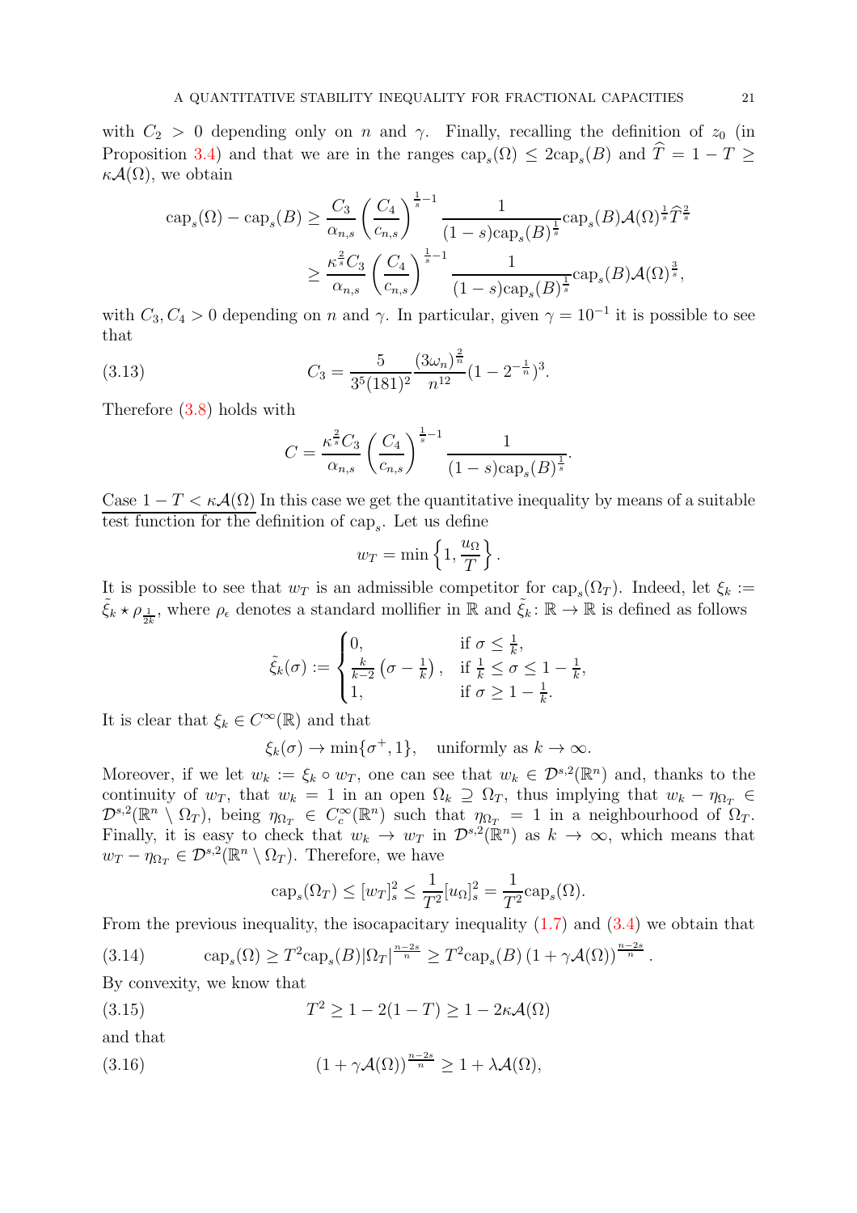with $C_2 > 0$ depending only on $n$ and $\gamma$. Finally, recalling the definition of $z_0$ (in Proposition 3.4) and that we are in the ranges $\mathrm{cap}_s(\Omega) \leq 2\mathrm{cap}_s(B)$ and $\widehat{T} = 1 - T \geq \kappa \mathcal{A}(\Omega)$, we obtain

$$
\begin{aligned}
\mathrm{cap}_s(\Omega) - \mathrm{cap}_s(B) &\geq \frac{C_3}{\alpha_{n,s}} \left( \frac{C_4}{c_{n,s}} \right)^{\frac{1}{s}-1} \frac{1}{(1-s)\mathrm{cap}_s(B)^{\frac{1}{s}}} \mathrm{cap}_s(B) \mathcal{A}(\Omega)^{\frac{1}{s}} \widehat{T}^{\frac{2}{s}} \\
&\geq \frac{\kappa^{\frac{2}{s}} C_3}{\alpha_{n,s}} \left( \frac{C_4}{c_{n,s}} \right)^{\frac{1}{s}-1} \frac{1}{(1-s)\mathrm{cap}_s(B)^{\frac{1}{s}}} \mathrm{cap}_s(B) \mathcal{A}(\Omega)^{\frac{3}{s}},
\end{aligned}
$$

with $C_3, C_4 > 0$ depending on $n$ and $\gamma$. In particular, given $\gamma = 10^{-1}$ it is possible to see that

$$
C_3 = \frac{5}{3^5 (181)^2} \frac{(3\omega_n)^{\frac{2}{n}}}{n^{12}} (1 - 2^{-\frac{1}{n}})^3. \tag{3.13}
$$

Therefore (3.8) holds with

$$
C = \frac{\kappa^{\frac{2}{s}} C_3}{\alpha_{n,s}} \left( \frac{C_4}{c_{n,s}} \right)^{\frac{1}{s}-1} \frac{1}{(1-s)\mathrm{cap}_s(B)^{\frac{1}{s}}}.
$$

Case $1 - T < \kappa \mathcal{A}(\Omega)$ In this case we get the quantitative inequality by means of a suitable test function for the definition of $\mathrm{cap}_s$. Let us define

$$
w_T = \min\left\{1, \frac{u_\Omega}{T}\right\}.
$$

It is possible to see that $w_T$ is an admissible competitor for $\mathrm{cap}_s(\Omega_T)$. Indeed, let $\xi_k := \tilde{\xi}_k \star \rho_{\frac{1}{2k}}$, where $\rho_\epsilon$ denotes a standard mollifier in $\mathbb{R}$ and $\tilde{\xi}_k \colon \mathbb{R} \to \mathbb{R}$ is defined as follows

$$
\tilde{\xi}_k(\sigma) := \begin{cases} 0, & \text{if } \sigma \leq \frac{1}{k}, \\ \frac{k}{k-2}\left(\sigma - \frac{1}{k}\right), & \text{if } \frac{1}{k} \leq \sigma \leq 1 - \frac{1}{k}, \\ 1, & \text{if } \sigma \geq 1 - \frac{1}{k}. \end{cases}
$$

It is clear that $\xi_k \in C^\infty(\mathbb{R})$ and that

$$
\xi_k(\sigma) \to \min\{\sigma^+, 1\}, \quad \text{uniformly as } k \to \infty.
$$

Moreover, if we let $w_k := \xi_k \circ w_T$, one can see that $w_k \in \mathcal{D}^{s,2}(\mathbb{R}^n)$ and, thanks to the continuity of $w_T$, that $w_k = 1$ in an open $\Omega_k \supseteq \Omega_T$, thus implying that $w_k - \eta_{\Omega_T} \in \mathcal{D}^{s,2}(\mathbb{R}^n \setminus \Omega_T)$, being $\eta_{\Omega_T} \in C_c^\infty(\mathbb{R}^n)$ such that $\eta_{\Omega_T} = 1$ in a neighbourhood of $\Omega_T$. Finally, it is easy to check that $w_k \to w_T$ in $\mathcal{D}^{s,2}(\mathbb{R}^n)$ as $k \to \infty$, which means that $w_T - \eta_{\Omega_T} \in \mathcal{D}^{s,2}(\mathbb{R}^n \setminus \Omega_T)$. Therefore, we have

$$
\mathrm{cap}_s(\Omega_T) \leq [w_T]_s^2 \leq \frac{1}{T^2}[u_\Omega]_s^2 = \frac{1}{T^2}\mathrm{cap}_s(\Omega).
$$

From the previous inequality, the isocapacitary inequality (1.7) and (3.4) we obtain that

$$
\mathrm{cap}_s(\Omega) \geq T^2 \mathrm{cap}_s(B) |\Omega_T|^{\frac{n-2s}{n}} \geq T^2 \mathrm{cap}_s(B) \left(1 + \gamma \mathcal{A}(\Omega)\right)^{\frac{n-2s}{n}}. \tag{3.14}
$$

By convexity, we know that

$$
T^2 \geq 1 - 2(1-T) \geq 1 - 2\kappa \mathcal{A}(\Omega) \tag{3.15}
$$

and that

$$
\left(1 + \gamma \mathcal{A}(\Omega)\right)^{\frac{n-2s}{n}} \geq 1 + \lambda \mathcal{A}(\Omega), \tag{3.16}
$$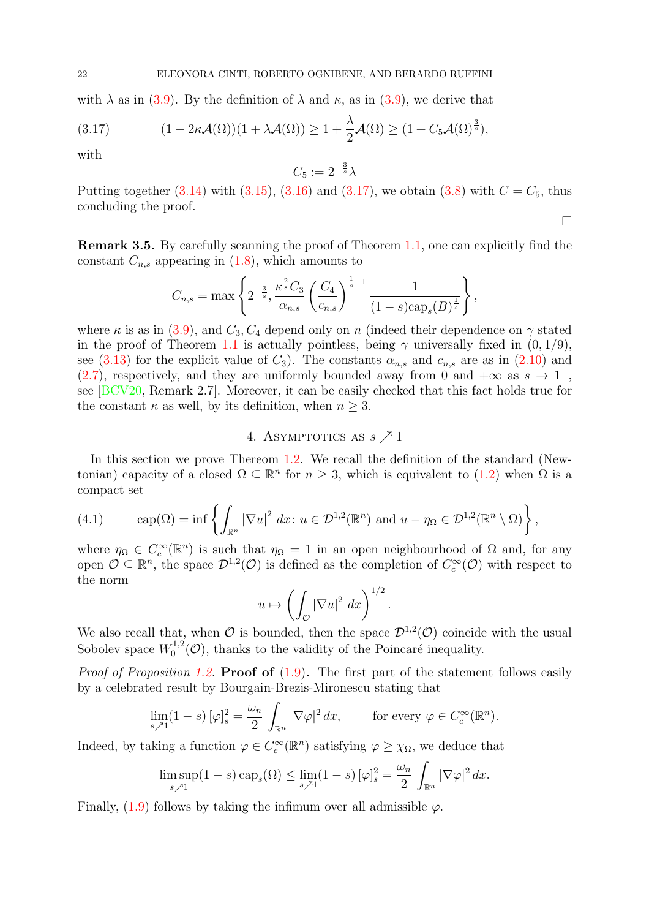with $\lambda$ as in (3.9). By the definition of $\lambda$ and $\kappa$, as in (3.9), we derive that

$$(1 - 2\kappa\mathcal{A}(\Omega))(1 + \lambda\mathcal{A}(\Omega)) \geq 1 + \frac{\lambda}{2}\mathcal{A}(\Omega) \geq (1 + C_5\mathcal{A}(\Omega)^{\frac{3}{s}}), \tag{3.17}$$

with

$$C_5 := 2^{-\frac{3}{s}}\lambda$$

Putting together (3.14) with (3.15), (3.16) and (3.17), we obtain (3.8) with $C = C_5$, thus concluding the proof.

□

**Remark 3.5.** By carefully scanning the proof of Theorem 1.1, one can explicitly find the constant $C_{n,s}$ appearing in (1.8), which amounts to

$$C_{n,s} = \max\left\{2^{-\frac{3}{s}}, \frac{\kappa^{\frac{2}{s}}C_3}{\alpha_{n,s}}\left(\frac{C_4}{c_{n,s}}\right)^{\frac{1}{s}-1}\frac{1}{(1-s)\mathrm{cap}_s(B)^{\frac{1}{s}}}\right\},$$

where $\kappa$ is as in (3.9), and $C_3, C_4$ depend only on $n$ (indeed their dependence on $\gamma$ stated in the proof of Theorem 1.1 is actually pointless, being $\gamma$ universally fixed in $(0, 1/9)$, see (3.13) for the explicit value of $C_3$). The constants $\alpha_{n,s}$ and $c_{n,s}$ are as in (2.10) and (2.7), respectively, and they are uniformly bounded away from 0 and $+\infty$ as $s \to 1^-$, see [BCV20, Remark 2.7]. Moreover, it can be easily checked that this fact holds true for the constant $\kappa$ as well, by its definition, when $n \geq 3$.

## 4. Asymptotics as $s \nearrow 1$

In this section we prove Thereom 1.2. We recall the definition of the standard (Newtonian) capacity of a closed $\Omega \subseteq \mathbb{R}^n$ for $n \geq 3$, which is equivalent to (1.2) when $\Omega$ is a compact set

$$\mathrm{cap}(\Omega) = \inf\left\{\int_{\mathbb{R}^n}|\nabla u|^2\,dx\colon u \in \mathcal{D}^{1,2}(\mathbb{R}^n) \text{ and } u - \eta_\Omega \in \mathcal{D}^{1,2}(\mathbb{R}^n \setminus \Omega)\right\}, \tag{4.1}$$

where $\eta_\Omega \in C_c^\infty(\mathbb{R}^n)$ is such that $\eta_\Omega = 1$ in an open neighbourhood of $\Omega$ and, for any open $\mathcal{O} \subseteq \mathbb{R}^n$, the space $\mathcal{D}^{1,2}(\mathcal{O})$ is defined as the completion of $C_c^\infty(\mathcal{O})$ with respect to the norm

$$u \mapsto \left(\int_{\mathcal{O}}|\nabla u|^2\,dx\right)^{1/2}.$$

We also recall that, when $\mathcal{O}$ is bounded, then the space $\mathcal{D}^{1,2}(\mathcal{O})$ coincide with the usual Sobolev space $W_0^{1,2}(\mathcal{O})$, thanks to the validity of the Poincaré inequality.

*Proof of Proposition 1.2.* **Proof of (1.9).** The first part of the statement follows easily by a celebrated result by Bourgain-Brezis-Mironescu stating that

$$\lim_{s\nearrow 1}(1-s)\,[\varphi]_s^2 = \frac{\omega_n}{2}\int_{\mathbb{R}^n}|\nabla\varphi|^2\,dx, \qquad \text{for every } \varphi \in C_c^\infty(\mathbb{R}^n).$$

Indeed, by taking a function $\varphi \in C_c^\infty(\mathbb{R}^n)$ satisfying $\varphi \geq \chi_\Omega$, we deduce that

$$\limsup_{s\nearrow 1}(1-s)\,\mathrm{cap}_s(\Omega) \leq \lim_{s\nearrow 1}(1-s)\,[\varphi]_s^2 = \frac{\omega_n}{2}\int_{\mathbb{R}^n}|\nabla\varphi|^2\,dx.$$

Finally, (1.9) follows by taking the infimum over all admissible $\varphi$.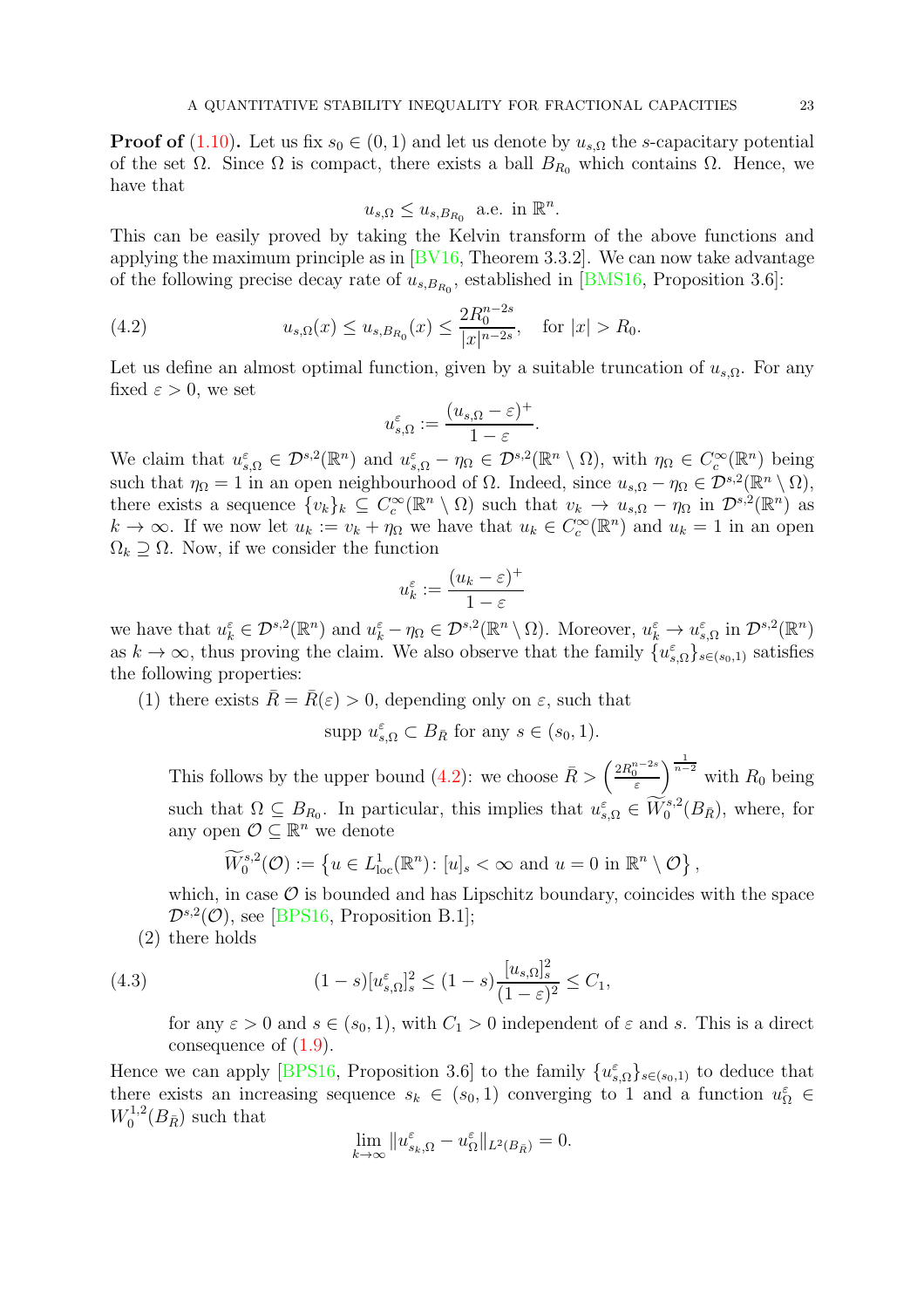**Proof of (1.10).** Let us fix $s_0 \in (0,1)$ and let us denote by $u_{s,\Omega}$ the $s$-capacitary potential of the set $\Omega$. Since $\Omega$ is compact, there exists a ball $B_{R_0}$ which contains $\Omega$. Hence, we have that

$$u_{s,\Omega} \leq u_{s,B_{R_0}} \text{ a.e. in } \mathbb{R}^n.$$

This can be easily proved by taking the Kelvin transform of the above functions and applying the maximum principle as in [BV16, Theorem 3.3.2]. We can now take advantage of the following precise decay rate of $u_{s,B_{R_0}}$, established in [BMS16, Proposition 3.6]:

$$u_{s,\Omega}(x) \leq u_{s,B_{R_0}}(x) \leq \frac{2R_0^{n-2s}}{|x|^{n-2s}}, \quad \text{for } |x| > R_0. \tag{4.2}$$

Let us define an almost optimal function, given by a suitable truncation of $u_{s,\Omega}$. For any fixed $\varepsilon > 0$, we set

$$u_{s,\Omega}^{\varepsilon} := \frac{(u_{s,\Omega} - \varepsilon)^+}{1-\varepsilon}.$$

We claim that $u_{s,\Omega}^{\varepsilon} \in \mathcal{D}^{s,2}(\mathbb{R}^n)$ and $u_{s,\Omega}^{\varepsilon} - \eta_\Omega \in \mathcal{D}^{s,2}(\mathbb{R}^n \setminus \Omega)$, with $\eta_\Omega \in C_c^\infty(\mathbb{R}^n)$ being such that $\eta_\Omega = 1$ in an open neighbourhood of $\Omega$. Indeed, since $u_{s,\Omega} - \eta_\Omega \in \mathcal{D}^{s,2}(\mathbb{R}^n \setminus \Omega)$, there exists a sequence $\{v_k\}_k \subseteq C_c^\infty(\mathbb{R}^n \setminus \Omega)$ such that $v_k \to u_{s,\Omega} - \eta_\Omega$ in $\mathcal{D}^{s,2}(\mathbb{R}^n)$ as $k \to \infty$. If we now let $u_k := v_k + \eta_\Omega$ we have that $u_k \in C_c^\infty(\mathbb{R}^n)$ and $u_k = 1$ in an open $\Omega_k \supseteq \Omega$. Now, if we consider the function

$$u_k^{\varepsilon} := \frac{(u_k - \varepsilon)^+}{1-\varepsilon}$$

we have that $u_k^{\varepsilon} \in \mathcal{D}^{s,2}(\mathbb{R}^n)$ and $u_k^{\varepsilon} - \eta_\Omega \in \mathcal{D}^{s,2}(\mathbb{R}^n \setminus \Omega)$. Moreover, $u_k^{\varepsilon} \to u_{s,\Omega}^{\varepsilon}$ in $\mathcal{D}^{s,2}(\mathbb{R}^n)$ as $k \to \infty$, thus proving the claim. We also observe that the family $\{u_{s,\Omega}^{\varepsilon}\}_{s \in (s_0,1)}$ satisfies the following properties:

(1) there exists $\bar{R} = \bar{R}(\varepsilon) > 0$, depending only on $\varepsilon$, such that

$$\operatorname{supp} u_{s,\Omega}^{\varepsilon} \subset B_{\bar{R}} \text{ for any } s \in (s_0, 1).$$

This follows by the upper bound (4.2): we choose $\bar{R} > \left(\frac{2R_0^{n-2s}}{\varepsilon}\right)^{\frac{1}{n-2}}$ with $R_0$ being such that $\Omega \subseteq B_{R_0}$. In particular, this implies that $u_{s,\Omega}^{\varepsilon} \in \widetilde{W}_0^{s,2}(B_{\bar{R}})$, where, for any open $\mathcal{O} \subseteq \mathbb{R}^n$ we denote

$$\widetilde{W}_0^{s,2}(\mathcal{O}) := \left\{ u \in L^1_{\mathrm{loc}}(\mathbb{R}^n) \colon [u]_s < \infty \text{ and } u = 0 \text{ in } \mathbb{R}^n \setminus \mathcal{O} \right\},$$

which, in case $\mathcal{O}$ is bounded and has Lipschitz boundary, coincides with the space $\mathcal{D}^{s,2}(\mathcal{O})$, see [BPS16, Proposition B.1];

(2) there holds

$$(1-s)[u_{s,\Omega}^{\varepsilon}]_s^2 \leq (1-s)\frac{[u_{s,\Omega}]_s^2}{(1-\varepsilon)^2} \leq C_1, \tag{4.3}$$

for any $\varepsilon > 0$ and $s \in (s_0, 1)$, with $C_1 > 0$ independent of $\varepsilon$ and $s$. This is a direct consequence of (1.9).

Hence we can apply [BPS16, Proposition 3.6] to the family $\{u_{s,\Omega}^{\varepsilon}\}_{s \in (s_0,1)}$ to deduce that there exists an increasing sequence $s_k \in (s_0, 1)$ converging to 1 and a function $u_\Omega^{\varepsilon} \in W_0^{1,2}(B_{\bar{R}})$ such that

$$\lim_{k \to \infty} \| u_{s_k,\Omega}^{\varepsilon} - u_\Omega^{\varepsilon} \|_{L^2(B_{\bar{R}})} = 0.$$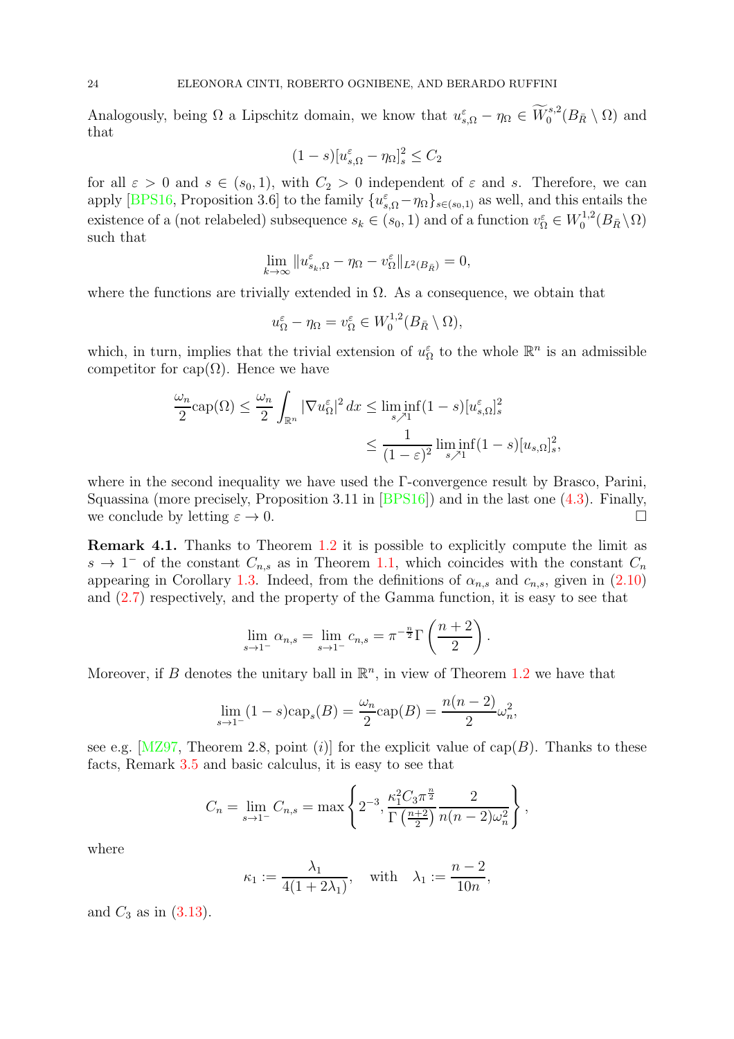Analogously, being $\Omega$ a Lipschitz domain, we know that $u^\varepsilon_{s,\Omega} - \eta_\Omega \in \widetilde{W}^{s,2}_0(B_{\bar R} \setminus \Omega)$ and that

$$
(1-s)[u^\varepsilon_{s,\Omega} - \eta_\Omega]^2_s \le C_2
$$

for all $\varepsilon > 0$ and $s \in (s_0, 1)$, with $C_2 > 0$ independent of $\varepsilon$ and $s$. Therefore, we can apply [BPS16, Proposition 3.6] to the family $\{u^\varepsilon_{s,\Omega} - \eta_\Omega\}_{s\in(s_0,1)}$ as well, and this entails the existence of a (not relabeled) subsequence $s_k \in (s_0, 1)$ and of a function $v^\varepsilon_\Omega \in W^{1,2}_0(B_{\bar R}\setminus\Omega)$ such that

$$
\lim_{k\to\infty} \| u^\varepsilon_{s_k,\Omega} - \eta_\Omega - v^\varepsilon_\Omega \|_{L^2(B_{\bar R})} = 0,
$$

where the functions are trivially extended in $\Omega$. As a consequence, we obtain that

$$
u^\varepsilon_\Omega - \eta_\Omega = v^\varepsilon_\Omega \in W^{1,2}_0(B_{\bar R} \setminus \Omega),
$$

which, in turn, implies that the trivial extension of $u^\varepsilon_\Omega$ to the whole $\mathbb{R}^n$ is an admissible competitor for $\mathrm{cap}(\Omega)$. Hence we have

$$
\begin{aligned}
\frac{\omega_n}{2}\mathrm{cap}(\Omega) \le \frac{\omega_n}{2}\int_{\mathbb{R}^n} |\nabla u^\varepsilon_\Omega|^2\, dx &\le \liminf_{s\nearrow 1} (1-s)[u^\varepsilon_{s,\Omega}]^2_s \\
&\le \frac{1}{(1-\varepsilon)^2} \liminf_{s\nearrow 1}(1-s)[u_{s,\Omega}]^2_s,
\end{aligned}
$$

where in the second inequality we have used the $\Gamma$-convergence result by Brasco, Parini, Squassina (more precisely, Proposition 3.11 in [BPS16]) and in the last one (4.3). Finally, we conclude by letting $\varepsilon \to 0$. $\square$

**Remark 4.1.** Thanks to Theorem 1.2 it is possible to explicitly compute the limit as $s \to 1^-$ of the constant $C_{n,s}$ as in Theorem 1.1, which coincides with the constant $C_n$ appearing in Corollary 1.3. Indeed, from the definitions of $\alpha_{n,s}$ and $c_{n,s}$, given in (2.10) and (2.7) respectively, and the property of the Gamma function, it is easy to see that

$$
\lim_{s\to 1^-} \alpha_{n,s} = \lim_{s\to 1^-} c_{n,s} = \pi^{-\frac{n}{2}}\Gamma\left(\frac{n+2}{2}\right).
$$

Moreover, if $B$ denotes the unitary ball in $\mathbb{R}^n$, in view of Theorem 1.2 we have that

$$
\lim_{s\to 1^-}(1-s)\mathrm{cap}_s(B) = \frac{\omega_n}{2}\mathrm{cap}(B) = \frac{n(n-2)}{2}\omega_n^2,
$$

see e.g. [MZ97, Theorem 2.8, point $(i)$] for the explicit value of $\mathrm{cap}(B)$. Thanks to these facts, Remark 3.5 and basic calculus, it is easy to see that

$$
C_n = \lim_{s\to 1^-} C_{n,s} = \max\left\{ 2^{-3}, \frac{\kappa_1^2 C_3 \pi^{\frac{n}{2}}}{\Gamma\left(\frac{n+2}{2}\right)} \frac{2}{n(n-2)\omega_n^2} \right\},
$$

where

$$
\kappa_1 := \frac{\lambda_1}{4(1+2\lambda_1)}, \quad \text{with} \quad \lambda_1 := \frac{n-2}{10n},
$$

and $C_3$ as in (3.13).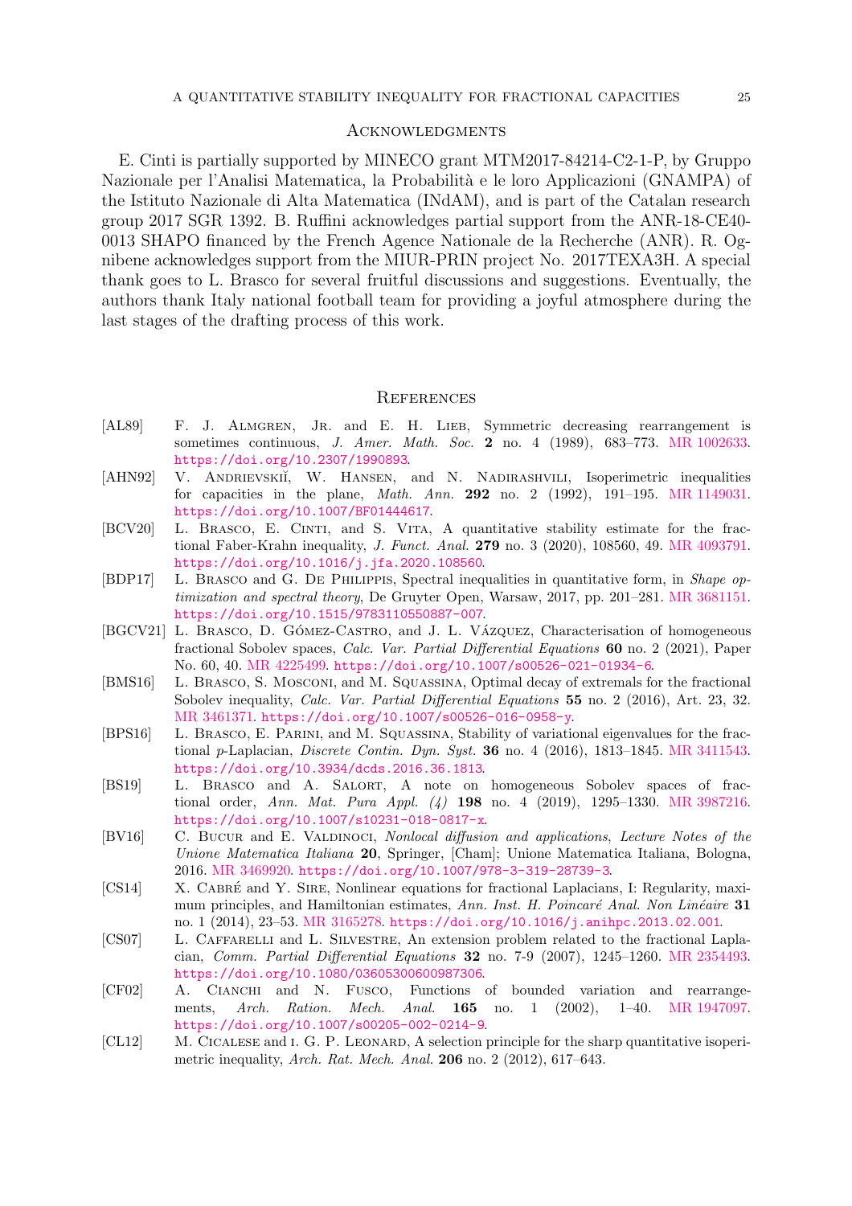## Acknowledgments

E. Cinti is partially supported by MINECO grant MTM2017-84214-C2-1-P, by Gruppo Nazionale per l'Analisi Matematica, la Probabilità e le loro Applicazioni (GNAMPA) of the Istituto Nazionale di Alta Matematica (INdAM), and is part of the Catalan research group 2017 SGR 1392. B. Ruffini acknowledges partial support from the ANR-18-CE40-0013 SHAPO financed by the French Agence Nationale de la Recherche (ANR). R. Ognibene acknowledges support from the MIUR-PRIN project No. 2017TEXA3H. A special thank goes to L. Brasco for several fruitful discussions and suggestions. Eventually, the authors thank Italy national football team for providing a joyful atmosphere during the last stages of the drafting process of this work.

## References

- [AL89] F. J. Almgren, Jr. and E. H. Lieb, Symmetric decreasing rearrangement is sometimes continuous, *J. Amer. Math. Soc.* **2** no. 4 (1989), 683–773. MR 1002633. https://doi.org/10.2307/1990893.
- [AHN92] V. Andrievskiĭ, W. Hansen, and N. Nadirashvili, Isoperimetric inequalities for capacities in the plane, *Math. Ann.* **292** no. 2 (1992), 191–195. MR 1149031. https://doi.org/10.1007/BF01444617.
- [BCV20] L. Brasco, E. Cinti, and S. Vita, A quantitative stability estimate for the fractional Faber-Krahn inequality, *J. Funct. Anal.* **279** no. 3 (2020), 108560, 49. MR 4093791. https://doi.org/10.1016/j.jfa.2020.108560.
- [BDP17] L. Brasco and G. De Philippis, Spectral inequalities in quantitative form, in *Shape optimization and spectral theory*, De Gruyter Open, Warsaw, 2017, pp. 201–281. MR 3681151. https://doi.org/10.1515/9783110550887-007.
- [BGCV21] L. Brasco, D. Gómez-Castro, and J. L. Vázquez, Characterisation of homogeneous fractional Sobolev spaces, *Calc. Var. Partial Differential Equations* **60** no. 2 (2021), Paper No. 60, 40. MR 4225499. https://doi.org/10.1007/s00526-021-01934-6.
- [BMS16] L. Brasco, S. Mosconi, and M. Squassina, Optimal decay of extremals for the fractional Sobolev inequality, *Calc. Var. Partial Differential Equations* **55** no. 2 (2016), Art. 23, 32. MR 3461371. https://doi.org/10.1007/s00526-016-0958-y.
- [BPS16] L. Brasco, E. Parini, and M. Squassina, Stability of variational eigenvalues for the fractional $p$-Laplacian, *Discrete Contin. Dyn. Syst.* **36** no. 4 (2016), 1813–1845. MR 3411543. https://doi.org/10.3934/dcds.2016.36.1813.
- [BS19] L. Brasco and A. Salort, A note on homogeneous Sobolev spaces of fractional order, *Ann. Mat. Pura Appl. (4)* **198** no. 4 (2019), 1295–1330. MR 3987216. https://doi.org/10.1007/s10231-018-0817-x.
- [BV16] C. Bucur and E. Valdinoci, *Nonlocal diffusion and applications*, *Lecture Notes of the Unione Matematica Italiana* **20**, Springer, [Cham]; Unione Matematica Italiana, Bologna, 2016. MR 3469920. https://doi.org/10.1007/978-3-319-28739-3.
- [CS14] X. Cabré and Y. Sire, Nonlinear equations for fractional Laplacians, I: Regularity, maximum principles, and Hamiltonian estimates, *Ann. Inst. H. Poincaré Anal. Non Linéaire* **31** no. 1 (2014), 23–53. MR 3165278. https://doi.org/10.1016/j.anihpc.2013.02.001.
- [CS07] L. Caffarelli and L. Silvestre, An extension problem related to the fractional Laplacian, *Comm. Partial Differential Equations* **32** no. 7-9 (2007), 1245–1260. MR 2354493. https://doi.org/10.1080/03605300600987306.
- [CF02] A. Cianchi and N. Fusco, Functions of bounded variation and rearrangements, *Arch. Ration. Mech. Anal.* **165** no. 1 (2002), 1–40. MR 1947097. https://doi.org/10.1007/s00205-002-0214-9.
- [CL12] M. Cicalese and G. P. Leonard, A selection principle for the sharp quantitative isoperimetric inequality, *Arch. Rat. Mech. Anal.* **206** no. 2 (2012), 617–643.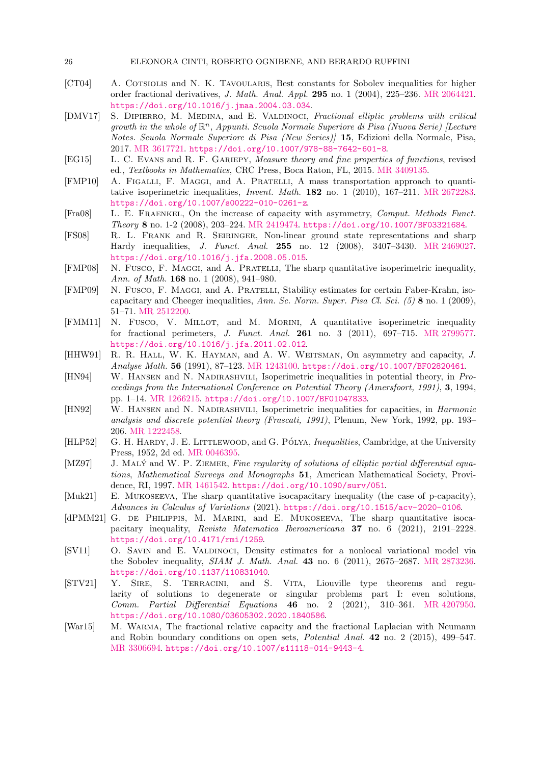[CT04] A. Cotsiolis and N. K. Tavoularis, Best constants for Sobolev inequalities for higher order fractional derivatives, *J. Math. Anal. Appl.* **295** no. 1 (2004), 225–236. MR 2064421. https://doi.org/10.1016/j.jmaa.2004.03.034.

[DMV17] S. Dipierro, M. Medina, and E. Valdinoci, *Fractional elliptic problems with critical growth in the whole of* $\mathbb{R}^n$, *Appunti. Scuola Normale Superiore di Pisa (Nuova Serie) [Lecture Notes. Scuola Normale Superiore di Pisa (New Series)]* **15**, Edizioni della Normale, Pisa, 2017. MR 3617721. https://doi.org/10.1007/978-88-7642-601-8.

[EG15] L. C. Evans and R. F. Gariepy, *Measure theory and fine properties of functions*, revised ed., *Textbooks in Mathematics*, CRC Press, Boca Raton, FL, 2015. MR 3409135.

[FMP10] A. Figalli, F. Maggi, and A. Pratelli, A mass transportation approach to quantitative isoperimetric inequalities, *Invent. Math.* **182** no. 1 (2010), 167–211. MR 2672283. https://doi.org/10.1007/s00222-010-0261-z.

[Fra08] L. E. Fraenkel, On the increase of capacity with asymmetry, *Comput. Methods Funct. Theory* **8** no. 1-2 (2008), 203–224. MR 2419474. https://doi.org/10.1007/BF03321684.

[FS08] R. L. Frank and R. Seiringer, Non-linear ground state representations and sharp Hardy inequalities, *J. Funct. Anal.* **255** no. 12 (2008), 3407–3430. MR 2469027. https://doi.org/10.1016/j.jfa.2008.05.015.

[FMP08] N. Fusco, F. Maggi, and A. Pratelli, The sharp quantitative isoperimetric inequality, *Ann. of Math.* **168** no. 1 (2008), 941–980.

[FMP09] N. Fusco, F. Maggi, and A. Pratelli, Stability estimates for certain Faber-Krahn, isocapacitary and Cheeger inequalities, *Ann. Sc. Norm. Super. Pisa Cl. Sci. (5)* **8** no. 1 (2009), 51–71. MR 2512200.

[FMM11] N. Fusco, V. Millot, and M. Morini, A quantitative isoperimetric inequality for fractional perimeters, *J. Funct. Anal.* **261** no. 3 (2011), 697–715. MR 2799577. https://doi.org/10.1016/j.jfa.2011.02.012.

[HHW91] R. R. Hall, W. K. Hayman, and A. W. Weitsman, On asymmetry and capacity, *J. Analyse Math.* **56** (1991), 87–123. MR 1243100. https://doi.org/10.1007/BF02820461.

[HN94] W. Hansen and N. Nadirashvili, Isoperimetric inequalities in potential theory, in *Proceedings from the International Conference on Potential Theory (Amersfoort, 1991)*, **3**, 1994, pp. 1–14. MR 1266215. https://doi.org/10.1007/BF01047833.

[HN92] W. Hansen and N. Nadirashvili, Isoperimetric inequalities for capacities, in *Harmonic analysis and discrete potential theory (Frascati, 1991)*, Plenum, New York, 1992, pp. 193–206. MR 1222458.

[HLP52] G. H. Hardy, J. E. Littlewood, and G. Pólya, *Inequalities*, Cambridge, at the University Press, 1952, 2d ed. MR 0046395.

[MZ97] J. Malý and W. P. Ziemer, *Fine regularity of solutions of elliptic partial differential equations*, *Mathematical Surveys and Monographs* **51**, American Mathematical Society, Providence, RI, 1997. MR 1461542. https://doi.org/10.1090/surv/051.

[Muk21] E. Mukoseeva, The sharp quantitative isocapacitary inequality (the case of p-capacity), *Advances in Calculus of Variations* (2021). https://doi.org/10.1515/acv-2020-0106.

[dPMM21] G. de Philippis, M. Marini, and E. Mukoseeva, The sharp quantitative isocapacitary inequality, *Revista Matematica Iberoamericana* **37** no. 6 (2021), 2191–2228. https://doi.org/10.4171/rmi/1259.

[SV11] O. Savin and E. Valdinoci, Density estimates for a nonlocal variational model via the Sobolev inequality, *SIAM J. Math. Anal.* **43** no. 6 (2011), 2675–2687. MR 2873236. https://doi.org/10.1137/110831040.

[STV21] Y. Sire, S. Terracini, and S. Vita, Liouville type theorems and regularity of solutions to degenerate or singular problems part I: even solutions, *Comm. Partial Differential Equations* **46** no. 2 (2021), 310–361. MR 4207950. https://doi.org/10.1080/03605302.2020.1840586.

[War15] M. Warma, The fractional relative capacity and the fractional Laplacian with Neumann and Robin boundary conditions on open sets, *Potential Anal.* **42** no. 2 (2015), 499–547. MR 3306694. https://doi.org/10.1007/s11118-014-9443-4.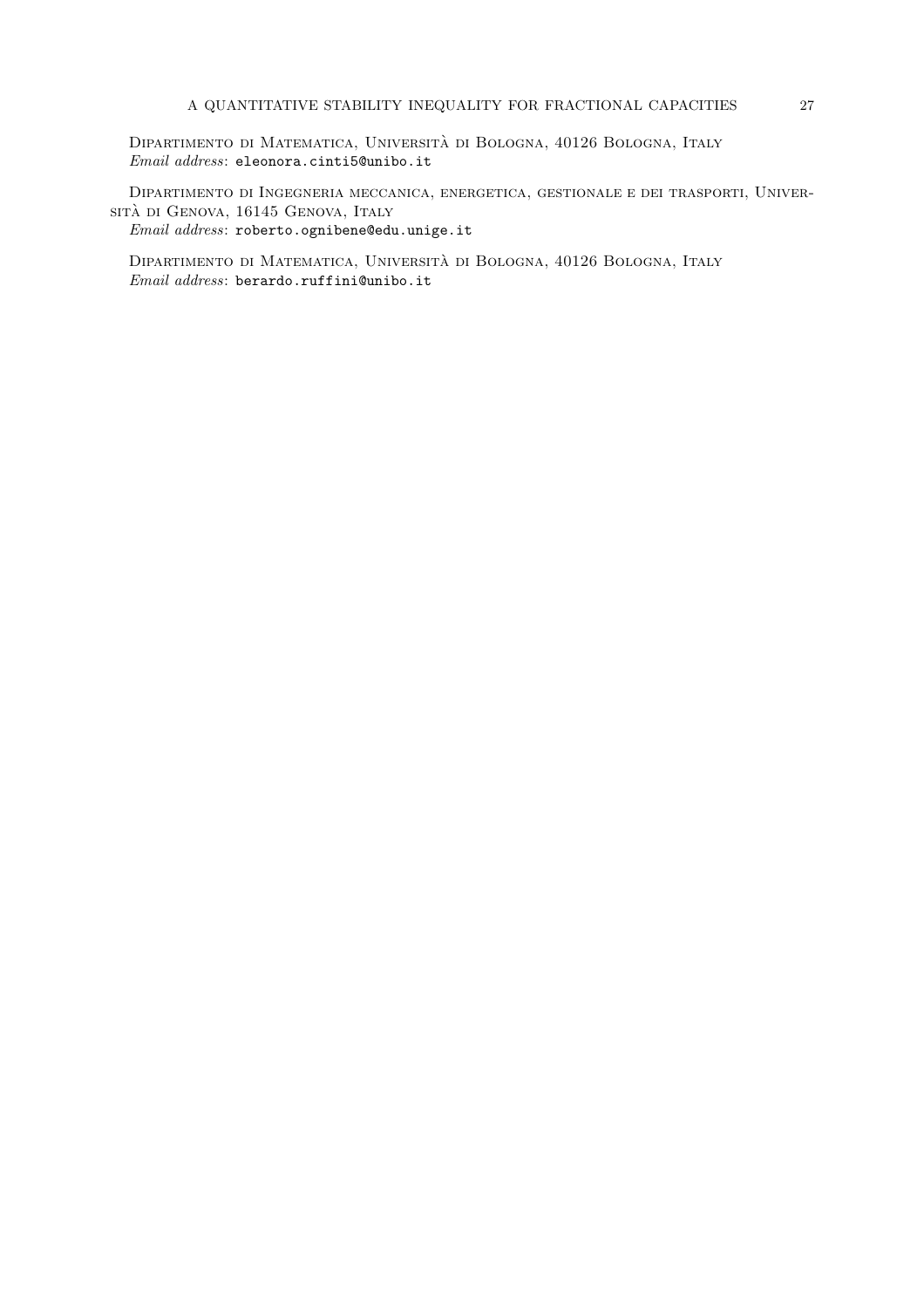Dipartimento di Matematica, Università di Bologna, 40126 Bologna, Italy
*Email address*: eleonora.cinti5@unibo.it

Dipartimento di Ingegneria meccanica, energetica, gestionale e dei trasporti, Università di Genova, 16145 Genova, Italy
*Email address*: roberto.ognibene@edu.unige.it

Dipartimento di Matematica, Università di Bologna, 40126 Bologna, Italy
*Email address*: berardo.ruffini@unibo.it